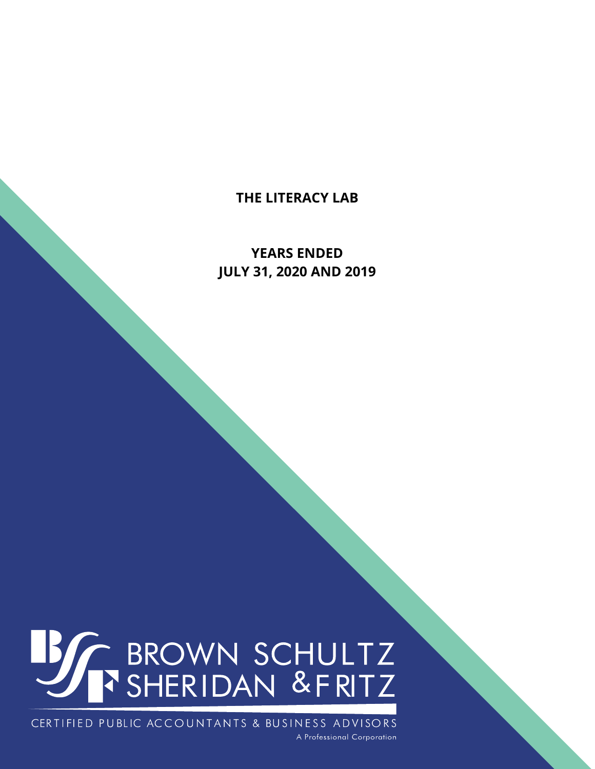# THE LITERACY LAB

## YEARS ENDED
## JULY 31, 2020 AND 2019

BROWN SCHULTZ SHERIDAN & FRITZ

CERTIFIED PUBLIC ACCOUNTANTS & BUSINESS ADVISORS

A Professional Corporation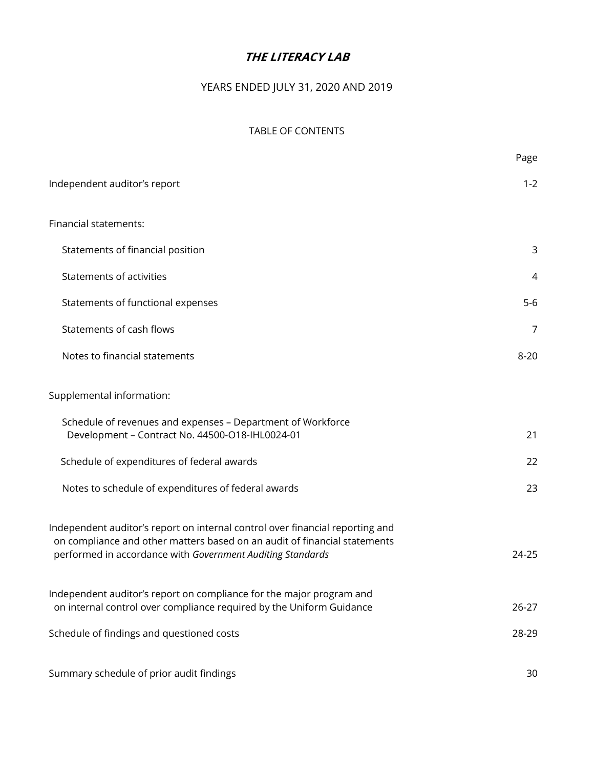# ***THE LITERACY LAB***

YEARS ENDED JULY 31, 2020 AND 2019

TABLE OF CONTENTS

| | Page |
|---|---|
| Independent auditor's report | 1-2 |
| Financial statements: | |
| Statements of financial position | 3 |
| Statements of activities | 4 |
| Statements of functional expenses | 5-6 |
| Statements of cash flows | 7 |
| Notes to financial statements | 8-20 |
| Supplemental information: | |
| Schedule of revenues and expenses – Department of Workforce Development – Contract No. 44500-O18-IHL0024-01 | 21 |
| Schedule of expenditures of federal awards | 22 |
| Notes to schedule of expenditures of federal awards | 23 |
| Independent auditor's report on internal control over financial reporting and on compliance and other matters based on an audit of financial statements performed in accordance with *Government Auditing Standards* | 24-25 |
| Independent auditor's report on compliance for the major program and on internal control over compliance required by the Uniform Guidance | 26-27 |
| Schedule of findings and questioned costs | 28-29 |
| Summary schedule of prior audit findings | 30 |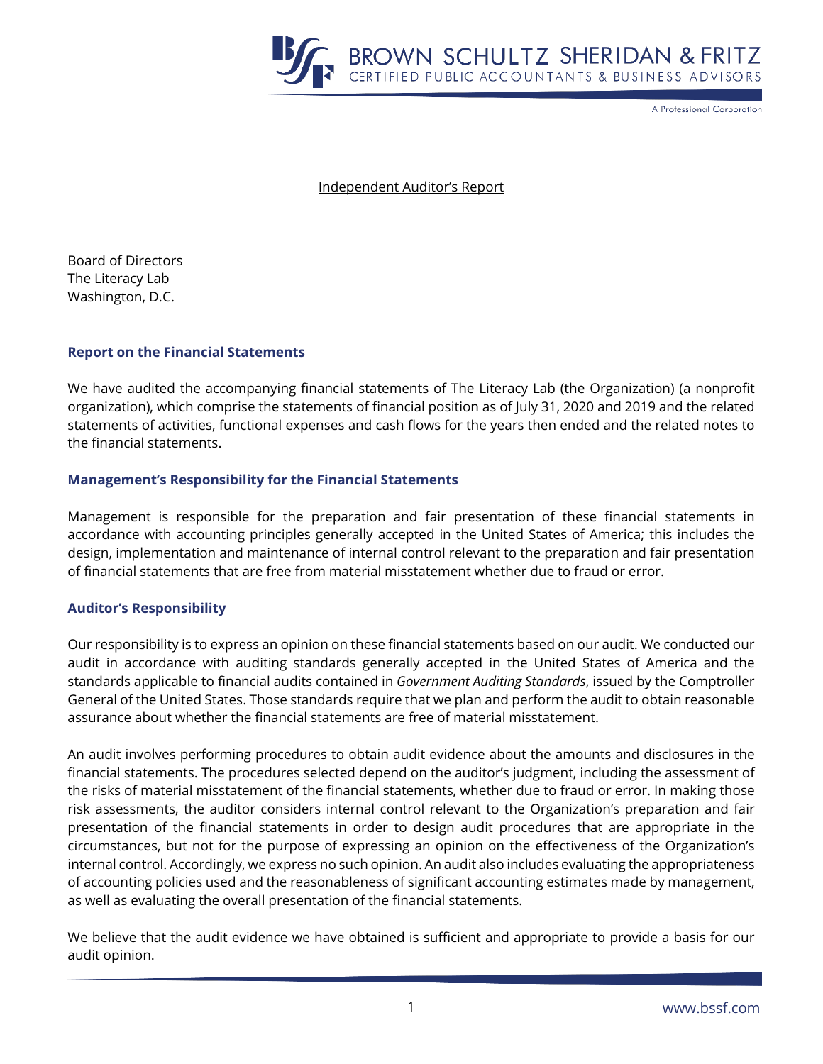Independent Auditor's Report

Board of Directors
The Literacy Lab
Washington, D.C.

## Report on the Financial Statements

We have audited the accompanying financial statements of The Literacy Lab (the Organization) (a nonprofit organization), which comprise the statements of financial position as of July 31, 2020 and 2019 and the related statements of activities, functional expenses and cash flows for the years then ended and the related notes to the financial statements.

## Management's Responsibility for the Financial Statements

Management is responsible for the preparation and fair presentation of these financial statements in accordance with accounting principles generally accepted in the United States of America; this includes the design, implementation and maintenance of internal control relevant to the preparation and fair presentation of financial statements that are free from material misstatement whether due to fraud or error.

## Auditor's Responsibility

Our responsibility is to express an opinion on these financial statements based on our audit. We conducted our audit in accordance with auditing standards generally accepted in the United States of America and the standards applicable to financial audits contained in *Government Auditing Standards*, issued by the Comptroller General of the United States. Those standards require that we plan and perform the audit to obtain reasonable assurance about whether the financial statements are free of material misstatement.

An audit involves performing procedures to obtain audit evidence about the amounts and disclosures in the financial statements. The procedures selected depend on the auditor's judgment, including the assessment of the risks of material misstatement of the financial statements, whether due to fraud or error. In making those risk assessments, the auditor considers internal control relevant to the Organization's preparation and fair presentation of the financial statements in order to design audit procedures that are appropriate in the circumstances, but not for the purpose of expressing an opinion on the effectiveness of the Organization's internal control. Accordingly, we express no such opinion. An audit also includes evaluating the appropriateness of accounting policies used and the reasonableness of significant accounting estimates made by management, as well as evaluating the overall presentation of the financial statements.

We believe that the audit evidence we have obtained is sufficient and appropriate to provide a basis for our audit opinion.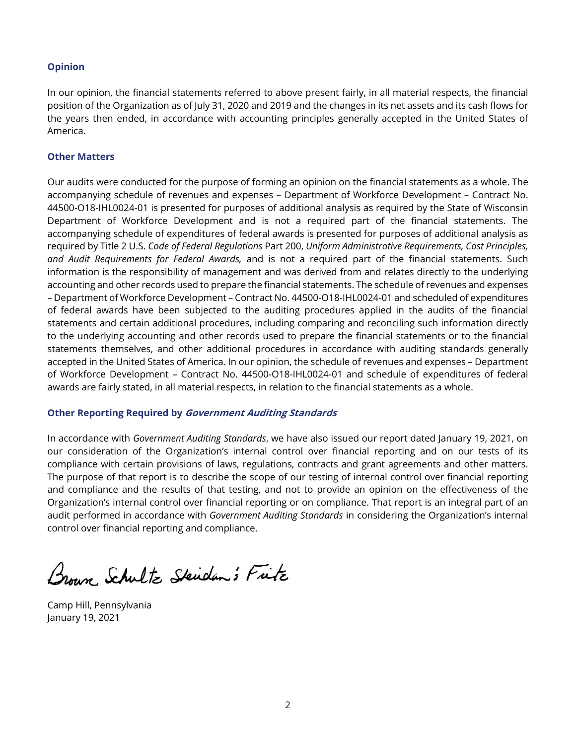### Opinion

In our opinion, the financial statements referred to above present fairly, in all material respects, the financial position of the Organization as of July 31, 2020 and 2019 and the changes in its net assets and its cash flows for the years then ended, in accordance with accounting principles generally accepted in the United States of America.

### Other Matters

Our audits were conducted for the purpose of forming an opinion on the financial statements as a whole. The accompanying schedule of revenues and expenses – Department of Workforce Development – Contract No. 44500-O18-IHL0024-01 is presented for purposes of additional analysis as required by the State of Wisconsin Department of Workforce Development and is not a required part of the financial statements. The accompanying schedule of expenditures of federal awards is presented for purposes of additional analysis as required by Title 2 U.S. *Code of Federal Regulations* Part 200, *Uniform Administrative Requirements, Cost Principles, and Audit Requirements for Federal Awards,* and is not a required part of the financial statements. Such information is the responsibility of management and was derived from and relates directly to the underlying accounting and other records used to prepare the financial statements. The schedule of revenues and expenses – Department of Workforce Development – Contract No. 44500-O18-IHL0024-01 and scheduled of expenditures of federal awards have been subjected to the auditing procedures applied in the audits of the financial statements and certain additional procedures, including comparing and reconciling such information directly to the underlying accounting and other records used to prepare the financial statements or to the financial statements themselves, and other additional procedures in accordance with auditing standards generally accepted in the United States of America. In our opinion, the schedule of revenues and expenses – Department of Workforce Development – Contract No. 44500-O18-IHL0024-01 and schedule of expenditures of federal awards are fairly stated, in all material respects, in relation to the financial statements as a whole.

### Other Reporting Required by *Government Auditing Standards*

In accordance with *Government Auditing Standards*, we have also issued our report dated January 19, 2021, on our consideration of the Organization's internal control over financial reporting and on our tests of its compliance with certain provisions of laws, regulations, contracts and grant agreements and other matters. The purpose of that report is to describe the scope of our testing of internal control over financial reporting and compliance and the results of that testing, and not to provide an opinion on the effectiveness of the Organization's internal control over financial reporting or on compliance. That report is an integral part of an audit performed in accordance with *Government Auditing Standards* in considering the Organization's internal control over financial reporting and compliance.

Brown Schultz Sheridan & Fritz

Camp Hill, Pennsylvania
January 19, 2021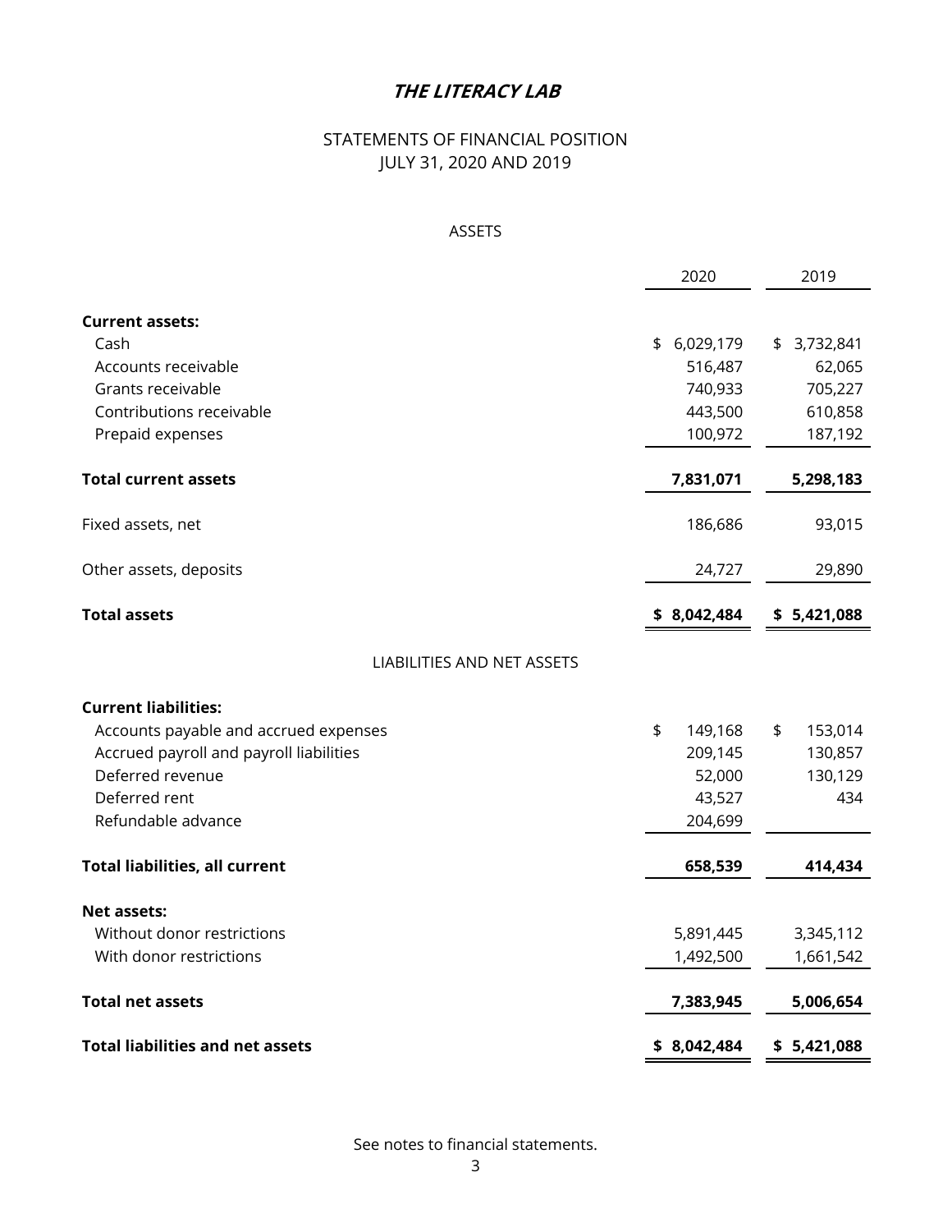# *THE LITERACY LAB*

## STATEMENTS OF FINANCIAL POSITION
## JULY 31, 2020 AND 2019

### ASSETS

| | 2020 | 2019 |
|---|---|---|
| **Current assets:** | | |
| Cash | $ 6,029,179 | $ 3,732,841 |
| Accounts receivable | 516,487 | 62,065 |
| Grants receivable | 740,933 | 705,227 |
| Contributions receivable | 443,500 | 610,858 |
| Prepaid expenses | 100,972 | 187,192 |
| **Total current assets** | **7,831,071** | **5,298,183** |
| Fixed assets, net | 186,686 | 93,015 |
| Other assets, deposits | 24,727 | 29,890 |
| **Total assets** | **$ 8,042,484** | **$ 5,421,088** |

### LIABILITIES AND NET ASSETS

| | 2020 | 2019 |
|---|---|---|
| **Current liabilities:** | | |
| Accounts payable and accrued expenses | $ 149,168 | $ 153,014 |
| Accrued payroll and payroll liabilities | 209,145 | 130,857 |
| Deferred revenue | 52,000 | 130,129 |
| Deferred rent | 43,527 | 434 |
| Refundable advance | 204,699 | |
| **Total liabilities, all current** | **658,539** | **414,434** |
| **Net assets:** | | |
| Without donor restrictions | 5,891,445 | 3,345,112 |
| With donor restrictions | 1,492,500 | 1,661,542 |
| **Total net assets** | **7,383,945** | **5,006,654** |
| **Total liabilities and net assets** | **$ 8,042,484** | **$ 5,421,088** |

See notes to financial statements.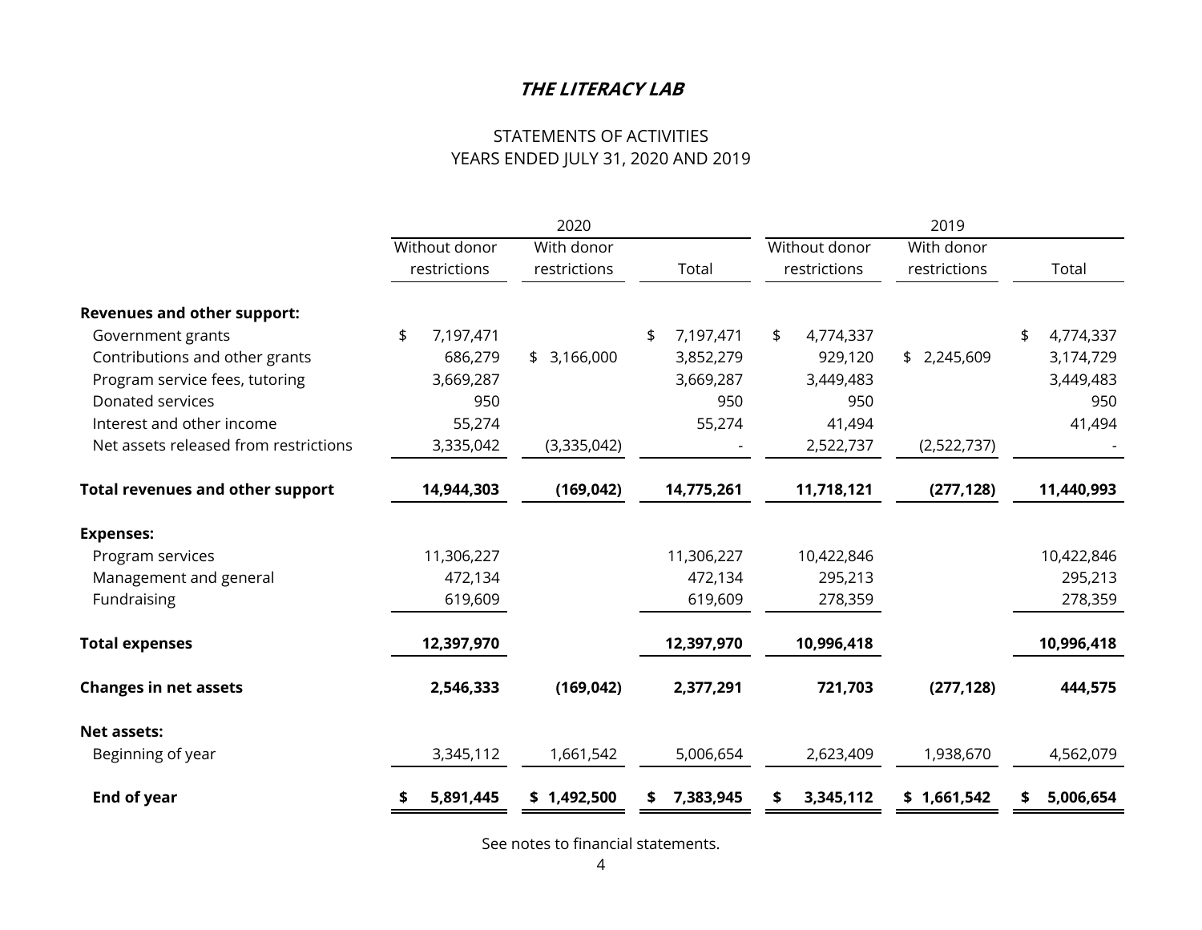# THE LITERACY LAB

## STATEMENTS OF ACTIVITIES
## YEARS ENDED JULY 31, 2020 AND 2019

| | 2020 | | | 2019 | | |
|---|---|---|---|---|---|---|
| | Without donor restrictions | With donor restrictions | Total | Without donor restrictions | With donor restrictions | Total |
| **Revenues and other support:** | | | | | | |
| Government grants | $ 7,197,471 | | $ 7,197,471 | $ 4,774,337 | | $ 4,774,337 |
| Contributions and other grants | 686,279 | $ 3,166,000 | 3,852,279 | 929,120 | $ 2,245,609 | 3,174,729 |
| Program service fees, tutoring | 3,669,287 | | 3,669,287 | 3,449,483 | | 3,449,483 |
| Donated services | 950 | | 950 | 950 | | 950 |
| Interest and other income | 55,274 | | 55,274 | 41,494 | | 41,494 |
| Net assets released from restrictions | 3,335,042 | (3,335,042) | - | 2,522,737 | (2,522,737) | - |
| **Total revenues and other support** | **14,944,303** | **(169,042)** | **14,775,261** | **11,718,121** | **(277,128)** | **11,440,993** |
| **Expenses:** | | | | | | |
| Program services | 11,306,227 | | 11,306,227 | 10,422,846 | | 10,422,846 |
| Management and general | 472,134 | | 472,134 | 295,213 | | 295,213 |
| Fundraising | 619,609 | | 619,609 | 278,359 | | 278,359 |
| **Total expenses** | **12,397,970** | | **12,397,970** | **10,996,418** | | **10,996,418** |
| **Changes in net assets** | **2,546,333** | **(169,042)** | **2,377,291** | **721,703** | **(277,128)** | **444,575** |
| **Net assets:** | | | | | | |
| Beginning of year | 3,345,112 | 1,661,542 | 5,006,654 | 2,623,409 | 1,938,670 | 4,562,079 |
| **End of year** | **$ 5,891,445** | **$ 1,492,500** | **$ 7,383,945** | **$ 3,345,112** | **$ 1,661,542** | **$ 5,006,654** |

See notes to financial statements.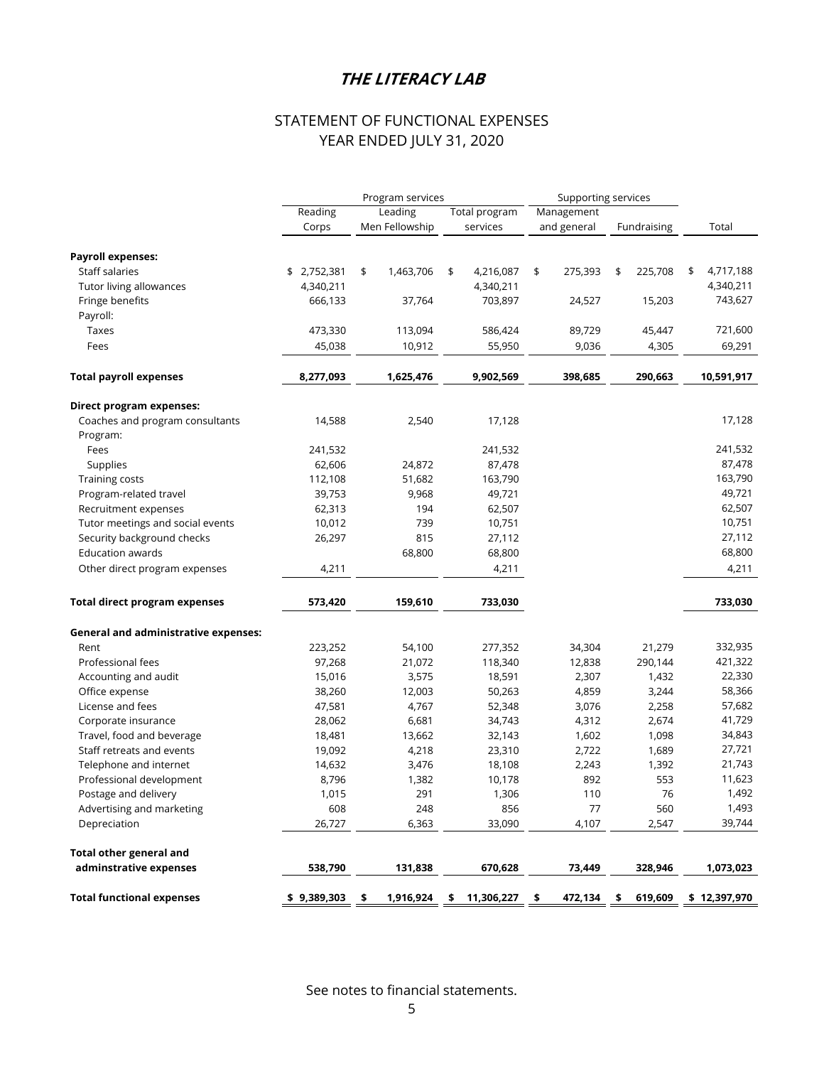# THE LITERACY LAB

## STATEMENT OF FUNCTIONAL EXPENSES
## YEAR ENDED JULY 31, 2020

| | Program services | | | Supporting services | | |
|---|---|---|---|---|---|---|
| | Reading Corps | Leading Men Fellowship | Total program services | Management and general | Fundraising | Total |
| **Payroll expenses:** | | | | | | |
| Staff salaries | $ 2,752,381 | $ 1,463,706 | $ 4,216,087 | $ 275,393 | $ 225,708 | $ 4,717,188 |
| Tutor living allowances | 4,340,211 | | 4,340,211 | | | 4,340,211 |
| Fringe benefits | 666,133 | 37,764 | 703,897 | 24,527 | 15,203 | 743,627 |
| Payroll: | | | | | | |
| Taxes | 473,330 | 113,094 | 586,424 | 89,729 | 45,447 | 721,600 |
| Fees | 45,038 | 10,912 | 55,950 | 9,036 | 4,305 | 69,291 |
| **Total payroll expenses** | **8,277,093** | **1,625,476** | **9,902,569** | **398,685** | **290,663** | **10,591,917** |
| **Direct program expenses:** | | | | | | |
| Coaches and program consultants | 14,588 | 2,540 | 17,128 | | | 17,128 |
| Program: | | | | | | |
| Fees | 241,532 | | 241,532 | | | 241,532 |
| Supplies | 62,606 | 24,872 | 87,478 | | | 87,478 |
| Training costs | 112,108 | 51,682 | 163,790 | | | 163,790 |
| Program-related travel | 39,753 | 9,968 | 49,721 | | | 49,721 |
| Recruitment expenses | 62,313 | 194 | 62,507 | | | 62,507 |
| Tutor meetings and social events | 10,012 | 739 | 10,751 | | | 10,751 |
| Security background checks | 26,297 | 815 | 27,112 | | | 27,112 |
| Education awards | | 68,800 | 68,800 | | | 68,800 |
| Other direct program expenses | 4,211 | | 4,211 | | | 4,211 |
| **Total direct program expenses** | **573,420** | **159,610** | **733,030** | | | **733,030** |
| **General and administrative expenses:** | | | | | | |
| Rent | 223,252 | 54,100 | 277,352 | 34,304 | 21,279 | 332,935 |
| Professional fees | 97,268 | 21,072 | 118,340 | 12,838 | 290,144 | 421,322 |
| Accounting and audit | 15,016 | 3,575 | 18,591 | 2,307 | 1,432 | 22,330 |
| Office expense | 38,260 | 12,003 | 50,263 | 4,859 | 3,244 | 58,366 |
| License and fees | 47,581 | 4,767 | 52,348 | 3,076 | 2,258 | 57,682 |
| Corporate insurance | 28,062 | 6,681 | 34,743 | 4,312 | 2,674 | 41,729 |
| Travel, food and beverage | 18,481 | 13,662 | 32,143 | 1,602 | 1,098 | 34,843 |
| Staff retreats and events | 19,092 | 4,218 | 23,310 | 2,722 | 1,689 | 27,721 |
| Telephone and internet | 14,632 | 3,476 | 18,108 | 2,243 | 1,392 | 21,743 |
| Professional development | 8,796 | 1,382 | 10,178 | 892 | 553 | 11,623 |
| Postage and delivery | 1,015 | 291 | 1,306 | 110 | 76 | 1,492 |
| Advertising and marketing | 608 | 248 | 856 | 77 | 560 | 1,493 |
| Depreciation | 26,727 | 6,363 | 33,090 | 4,107 | 2,547 | 39,744 |
| **Total other general and adminstrative expenses** | **538,790** | **131,838** | **670,628** | **73,449** | **328,946** | **1,073,023** |
| **Total functional expenses** | **$ 9,389,303** | **$ 1,916,924** | **$ 11,306,227** | **$ 472,134** | **$ 619,609** | **$ 12,397,970** |

See notes to financial statements.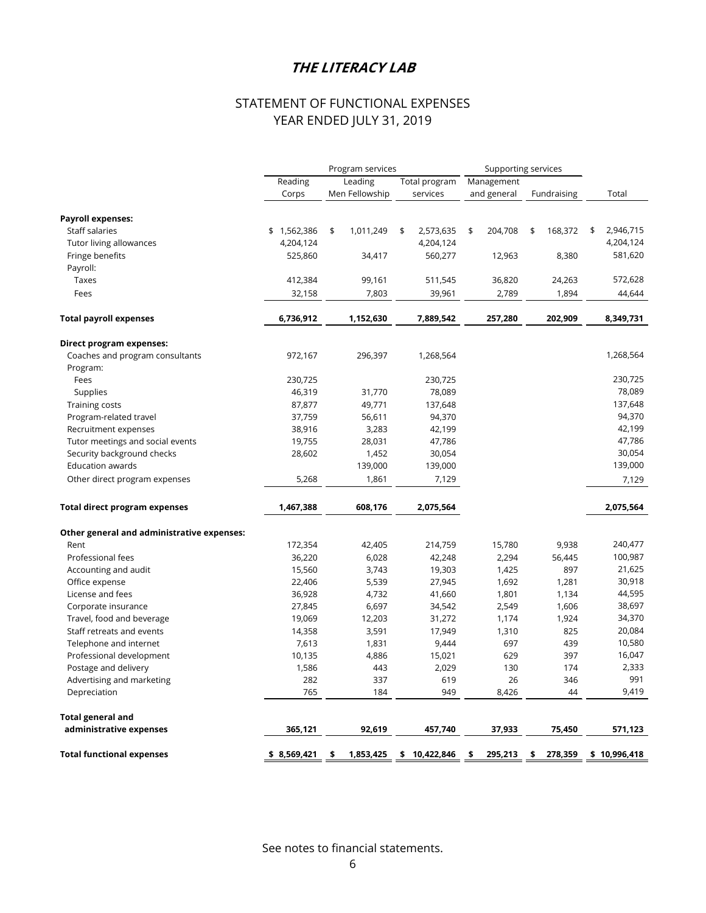# THE LITERACY LAB

## STATEMENT OF FUNCTIONAL EXPENSES
## YEAR ENDED JULY 31, 2019

| | Program services | | | Supporting services | | |
|---|---|---|---|---|---|---|
| | Reading Corps | Leading Men Fellowship | Total program services | Management and general | Fundraising | Total |
| **Payroll expenses:** | | | | | | |
| Staff salaries | $ 1,562,386 | $ 1,011,249 | $ 2,573,635 | $ 204,708 | $ 168,372 | $ 2,946,715 |
| Tutor living allowances | 4,204,124 | | 4,204,124 | | | 4,204,124 |
| Fringe benefits | 525,860 | 34,417 | 560,277 | 12,963 | 8,380 | 581,620 |
| Payroll: | | | | | | |
| Taxes | 412,384 | 99,161 | 511,545 | 36,820 | 24,263 | 572,628 |
| Fees | 32,158 | 7,803 | 39,961 | 2,789 | 1,894 | 44,644 |
| **Total payroll expenses** | **6,736,912** | **1,152,630** | **7,889,542** | **257,280** | **202,909** | **8,349,731** |
| **Direct program expenses:** | | | | | | |
| Coaches and program consultants | 972,167 | 296,397 | 1,268,564 | | | 1,268,564 |
| Program: | | | | | | |
| Fees | 230,725 | | 230,725 | | | 230,725 |
| Supplies | 46,319 | 31,770 | 78,089 | | | 78,089 |
| Training costs | 87,877 | 49,771 | 137,648 | | | 137,648 |
| Program-related travel | 37,759 | 56,611 | 94,370 | | | 94,370 |
| Recruitment expenses | 38,916 | 3,283 | 42,199 | | | 42,199 |
| Tutor meetings and social events | 19,755 | 28,031 | 47,786 | | | 47,786 |
| Security background checks | 28,602 | 1,452 | 30,054 | | | 30,054 |
| Education awards | | 139,000 | 139,000 | | | 139,000 |
| Other direct program expenses | 5,268 | 1,861 | 7,129 | | | 7,129 |
| **Total direct program expenses** | **1,467,388** | **608,176** | **2,075,564** | | | **2,075,564** |
| **Other general and administrative expenses:** | | | | | | |
| Rent | 172,354 | 42,405 | 214,759 | 15,780 | 9,938 | 240,477 |
| Professional fees | 36,220 | 6,028 | 42,248 | 2,294 | 56,445 | 100,987 |
| Accounting and audit | 15,560 | 3,743 | 19,303 | 1,425 | 897 | 21,625 |
| Office expense | 22,406 | 5,539 | 27,945 | 1,692 | 1,281 | 30,918 |
| License and fees | 36,928 | 4,732 | 41,660 | 1,801 | 1,134 | 44,595 |
| Corporate insurance | 27,845 | 6,697 | 34,542 | 2,549 | 1,606 | 38,697 |
| Travel, food and beverage | 19,069 | 12,203 | 31,272 | 1,174 | 1,924 | 34,370 |
| Staff retreats and events | 14,358 | 3,591 | 17,949 | 1,310 | 825 | 20,084 |
| Telephone and internet | 7,613 | 1,831 | 9,444 | 697 | 439 | 10,580 |
| Professional development | 10,135 | 4,886 | 15,021 | 629 | 397 | 16,047 |
| Postage and delivery | 1,586 | 443 | 2,029 | 130 | 174 | 2,333 |
| Advertising and marketing | 282 | 337 | 619 | 26 | 346 | 991 |
| Depreciation | 765 | 184 | 949 | 8,426 | 44 | 9,419 |
| **Total general and administrative expenses** | **365,121** | **92,619** | **457,740** | **37,933** | **75,450** | **571,123** |
| **Total functional expenses** | **$ 8,569,421** | **$ 1,853,425** | **$ 10,422,846** | **$ 295,213** | **$ 278,359** | **$ 10,996,418** |

See notes to financial statements.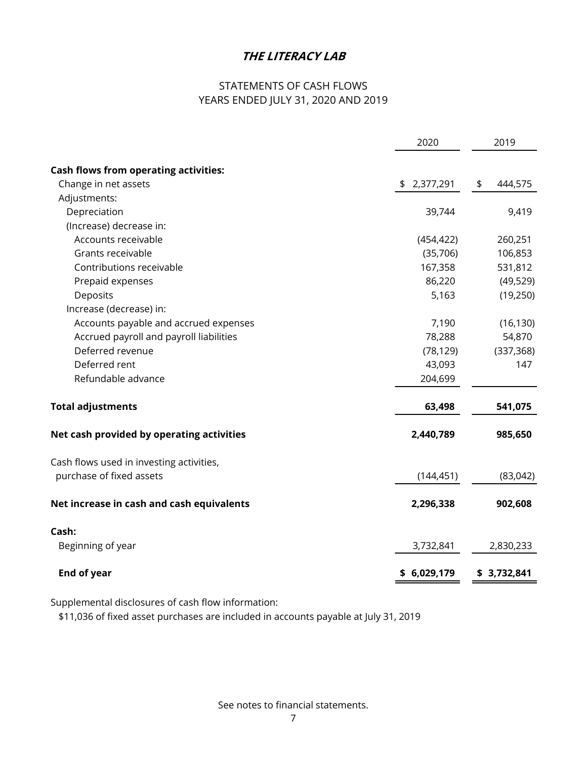# *THE LITERACY LAB*

## STATEMENTS OF CASH FLOWS
## YEARS ENDED JULY 31, 2020 AND 2019

| | 2020 | 2019 |
|---|---|---|
| **Cash flows from operating activities:** | | |
| Change in net assets | $ 2,377,291 | $ 444,575 |
| Adjustments: | | |
| Depreciation | 39,744 | 9,419 |
| (Increase) decrease in: | | |
| Accounts receivable | (454,422) | 260,251 |
| Grants receivable | (35,706) | 106,853 |
| Contributions receivable | 167,358 | 531,812 |
| Prepaid expenses | 86,220 | (49,529) |
| Deposits | 5,163 | (19,250) |
| Increase (decrease) in: | | |
| Accounts payable and accrued expenses | 7,190 | (16,130) |
| Accrued payroll and payroll liabilities | 78,288 | 54,870 |
| Deferred revenue | (78,129) | (337,368) |
| Deferred rent | 43,093 | 147 |
| Refundable advance | 204,699 | |
| **Total adjustments** | **63,498** | **541,075** |
| **Net cash provided by operating activities** | **2,440,789** | **985,650** |
| Cash flows used in investing activities, purchase of fixed assets | (144,451) | (83,042) |
| **Net increase in cash and cash equivalents** | **2,296,338** | **902,608** |
| **Cash:** | | |
| Beginning of year | 3,732,841 | 2,830,233 |
| **End of year** | **$ 6,029,179** | **$ 3,732,841** |

Supplemental disclosures of cash flow information:

$11,036 of fixed asset purchases are included in accounts payable at July 31, 2019

See notes to financial statements.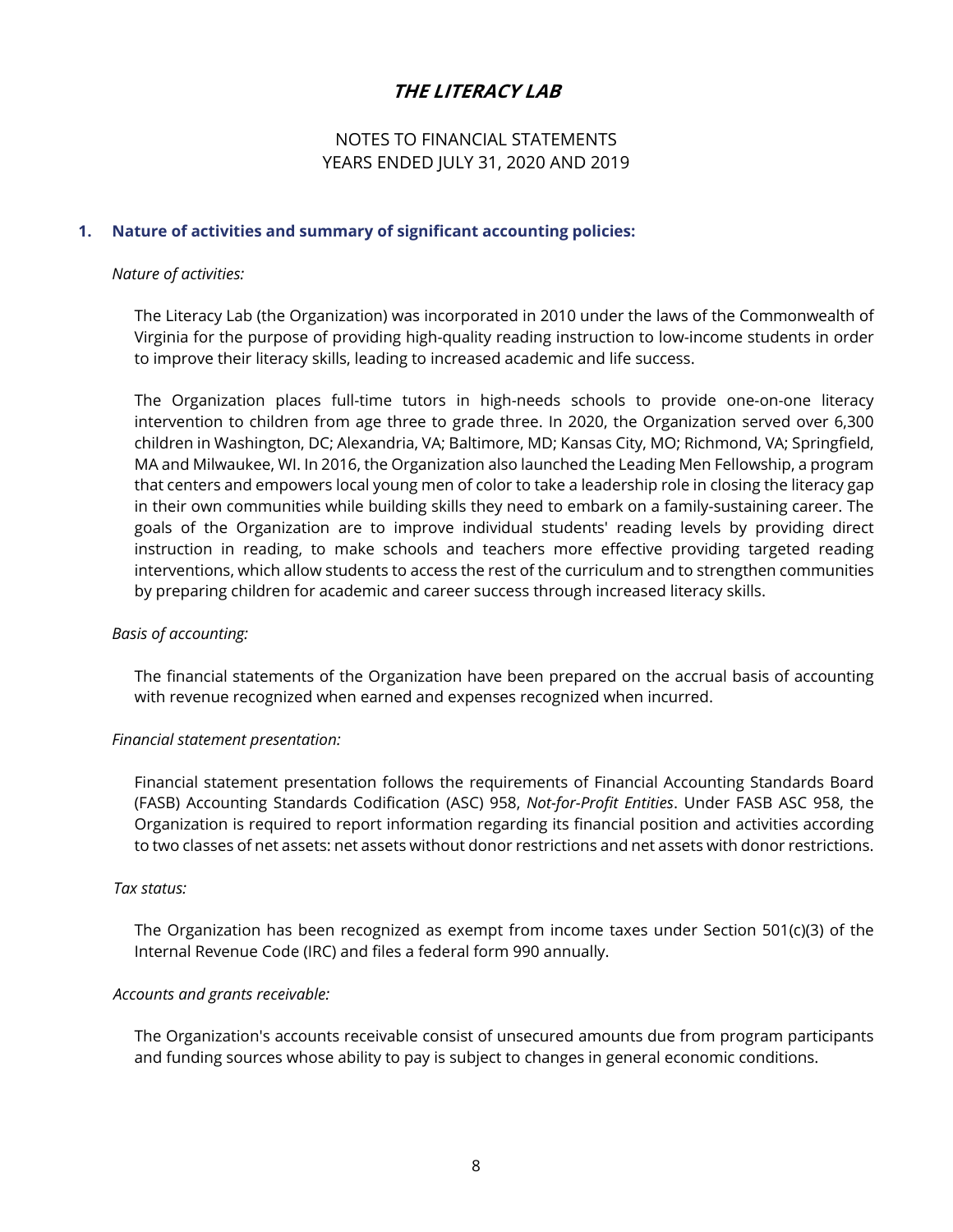# THE LITERACY LAB

NOTES TO FINANCIAL STATEMENTS
YEARS ENDED JULY 31, 2020 AND 2019

## 1. Nature of activities and summary of significant accounting policies:

*Nature of activities:*

The Literacy Lab (the Organization) was incorporated in 2010 under the laws of the Commonwealth of Virginia for the purpose of providing high-quality reading instruction to low-income students in order to improve their literacy skills, leading to increased academic and life success.

The Organization places full-time tutors in high-needs schools to provide one-on-one literacy intervention to children from age three to grade three. In 2020, the Organization served over 6,300 children in Washington, DC; Alexandria, VA; Baltimore, MD; Kansas City, MO; Richmond, VA; Springfield, MA and Milwaukee, WI. In 2016, the Organization also launched the Leading Men Fellowship, a program that centers and empowers local young men of color to take a leadership role in closing the literacy gap in their own communities while building skills they need to embark on a family-sustaining career. The goals of the Organization are to improve individual students' reading levels by providing direct instruction in reading, to make schools and teachers more effective providing targeted reading interventions, which allow students to access the rest of the curriculum and to strengthen communities by preparing children for academic and career success through increased literacy skills.

*Basis of accounting:*

The financial statements of the Organization have been prepared on the accrual basis of accounting with revenue recognized when earned and expenses recognized when incurred.

*Financial statement presentation:*

Financial statement presentation follows the requirements of Financial Accounting Standards Board (FASB) Accounting Standards Codification (ASC) 958, *Not-for-Profit Entities*. Under FASB ASC 958, the Organization is required to report information regarding its financial position and activities according to two classes of net assets: net assets without donor restrictions and net assets with donor restrictions.

*Tax status:*

The Organization has been recognized as exempt from income taxes under Section 501(c)(3) of the Internal Revenue Code (IRC) and files a federal form 990 annually.

*Accounts and grants receivable:*

The Organization's accounts receivable consist of unsecured amounts due from program participants and funding sources whose ability to pay is subject to changes in general economic conditions.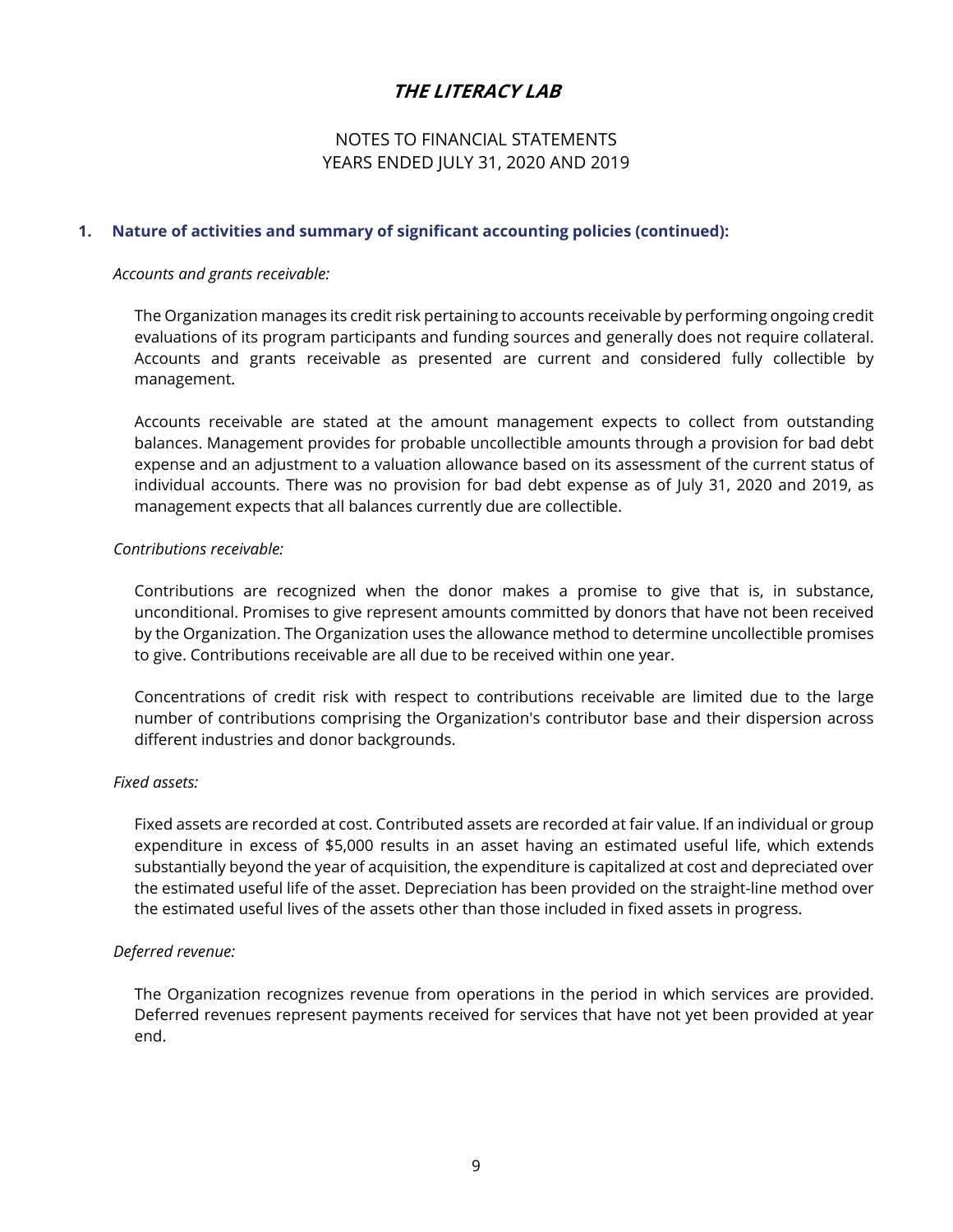# THE LITERACY LAB

NOTES TO FINANCIAL STATEMENTS
YEARS ENDED JULY 31, 2020 AND 2019

## 1. Nature of activities and summary of significant accounting policies (continued):

*Accounts and grants receivable:*

The Organization manages its credit risk pertaining to accounts receivable by performing ongoing credit evaluations of its program participants and funding sources and generally does not require collateral. Accounts and grants receivable as presented are current and considered fully collectible by management.

Accounts receivable are stated at the amount management expects to collect from outstanding balances. Management provides for probable uncollectible amounts through a provision for bad debt expense and an adjustment to a valuation allowance based on its assessment of the current status of individual accounts. There was no provision for bad debt expense as of July 31, 2020 and 2019, as management expects that all balances currently due are collectible.

*Contributions receivable:*

Contributions are recognized when the donor makes a promise to give that is, in substance, unconditional. Promises to give represent amounts committed by donors that have not been received by the Organization. The Organization uses the allowance method to determine uncollectible promises to give. Contributions receivable are all due to be received within one year.

Concentrations of credit risk with respect to contributions receivable are limited due to the large number of contributions comprising the Organization's contributor base and their dispersion across different industries and donor backgrounds.

*Fixed assets:*

Fixed assets are recorded at cost. Contributed assets are recorded at fair value. If an individual or group expenditure in excess of $5,000 results in an asset having an estimated useful life, which extends substantially beyond the year of acquisition, the expenditure is capitalized at cost and depreciated over the estimated useful life of the asset. Depreciation has been provided on the straight-line method over the estimated useful lives of the assets other than those included in fixed assets in progress.

*Deferred revenue:*

The Organization recognizes revenue from operations in the period in which services are provided. Deferred revenues represent payments received for services that have not yet been provided at year end.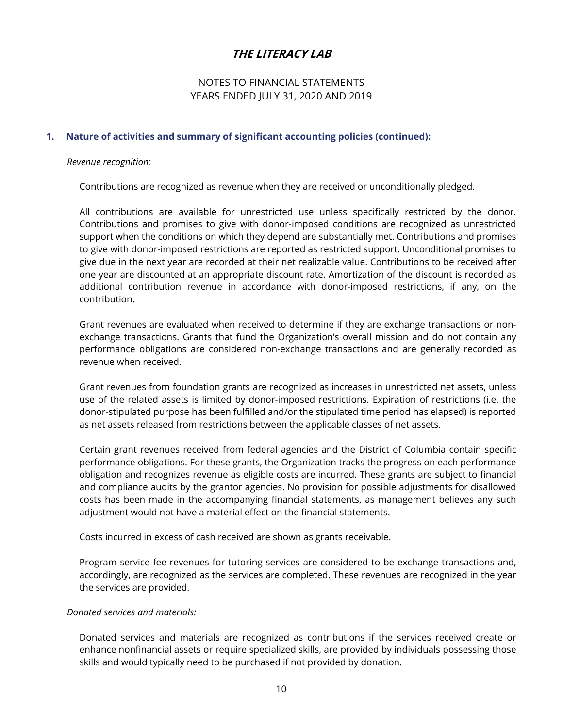# THE LITERACY LAB

NOTES TO FINANCIAL STATEMENTS
YEARS ENDED JULY 31, 2020 AND 2019

## 1. Nature of activities and summary of significant accounting policies (continued):

*Revenue recognition:*

Contributions are recognized as revenue when they are received or unconditionally pledged.

All contributions are available for unrestricted use unless specifically restricted by the donor. Contributions and promises to give with donor-imposed conditions are recognized as unrestricted support when the conditions on which they depend are substantially met. Contributions and promises to give with donor-imposed restrictions are reported as restricted support. Unconditional promises to give due in the next year are recorded at their net realizable value. Contributions to be received after one year are discounted at an appropriate discount rate. Amortization of the discount is recorded as additional contribution revenue in accordance with donor-imposed restrictions, if any, on the contribution.

Grant revenues are evaluated when received to determine if they are exchange transactions or non-exchange transactions. Grants that fund the Organization's overall mission and do not contain any performance obligations are considered non-exchange transactions and are generally recorded as revenue when received.

Grant revenues from foundation grants are recognized as increases in unrestricted net assets, unless use of the related assets is limited by donor-imposed restrictions. Expiration of restrictions (i.e. the donor-stipulated purpose has been fulfilled and/or the stipulated time period has elapsed) is reported as net assets released from restrictions between the applicable classes of net assets.

Certain grant revenues received from federal agencies and the District of Columbia contain specific performance obligations. For these grants, the Organization tracks the progress on each performance obligation and recognizes revenue as eligible costs are incurred. These grants are subject to financial and compliance audits by the grantor agencies. No provision for possible adjustments for disallowed costs has been made in the accompanying financial statements, as management believes any such adjustment would not have a material effect on the financial statements.

Costs incurred in excess of cash received are shown as grants receivable.

Program service fee revenues for tutoring services are considered to be exchange transactions and, accordingly, are recognized as the services are completed. These revenues are recognized in the year the services are provided.

*Donated services and materials:*

Donated services and materials are recognized as contributions if the services received create or enhance nonfinancial assets or require specialized skills, are provided by individuals possessing those skills and would typically need to be purchased if not provided by donation.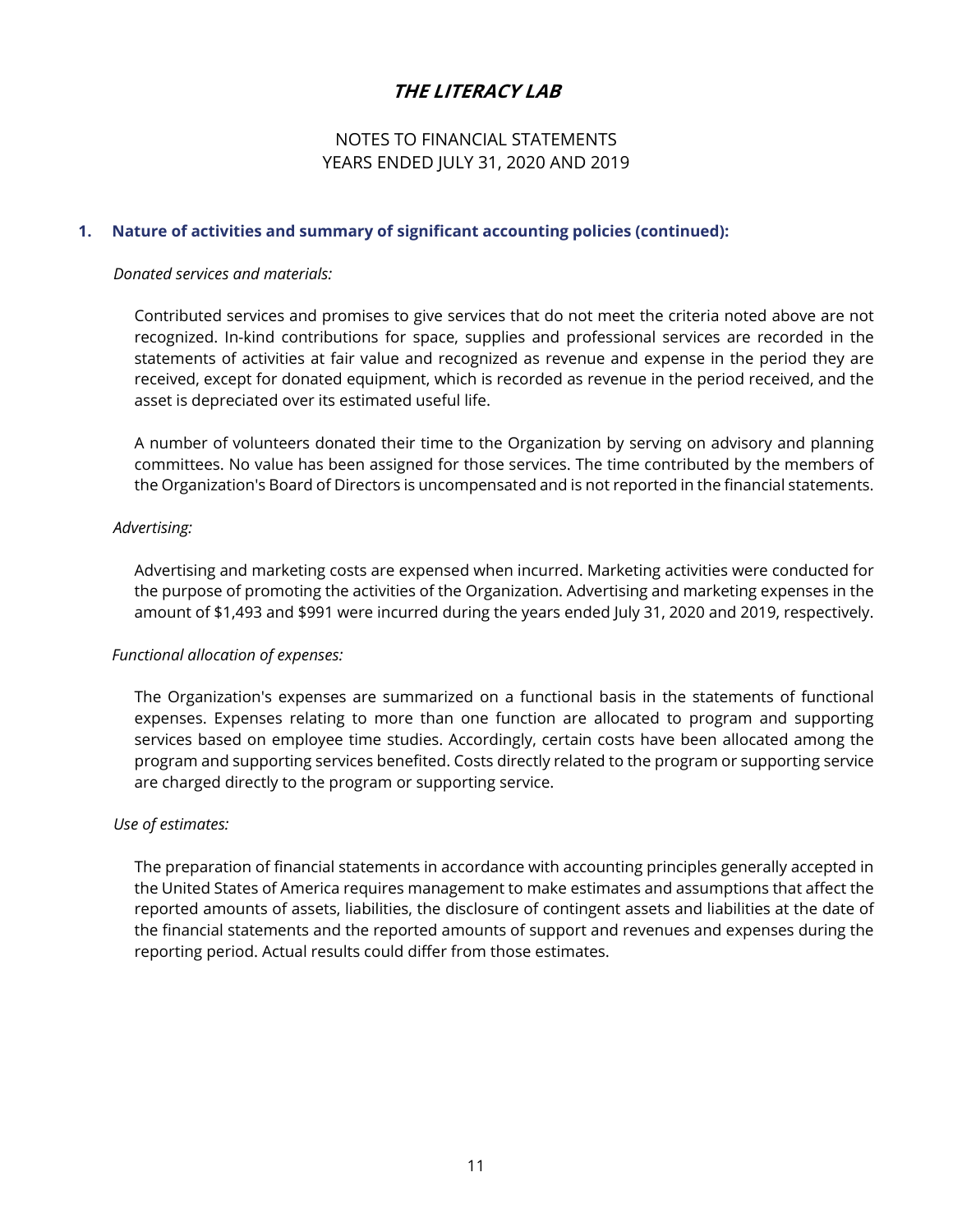# THE LITERACY LAB

NOTES TO FINANCIAL STATEMENTS
YEARS ENDED JULY 31, 2020 AND 2019

## 1. Nature of activities and summary of significant accounting policies (continued):

*Donated services and materials:*

Contributed services and promises to give services that do not meet the criteria noted above are not recognized. In-kind contributions for space, supplies and professional services are recorded in the statements of activities at fair value and recognized as revenue and expense in the period they are received, except for donated equipment, which is recorded as revenue in the period received, and the asset is depreciated over its estimated useful life.

A number of volunteers donated their time to the Organization by serving on advisory and planning committees. No value has been assigned for those services. The time contributed by the members of the Organization's Board of Directors is uncompensated and is not reported in the financial statements.

*Advertising:*

Advertising and marketing costs are expensed when incurred. Marketing activities were conducted for the purpose of promoting the activities of the Organization. Advertising and marketing expenses in the amount of $1,493 and $991 were incurred during the years ended July 31, 2020 and 2019, respectively.

*Functional allocation of expenses:*

The Organization's expenses are summarized on a functional basis in the statements of functional expenses. Expenses relating to more than one function are allocated to program and supporting services based on employee time studies. Accordingly, certain costs have been allocated among the program and supporting services benefited. Costs directly related to the program or supporting service are charged directly to the program or supporting service.

*Use of estimates:*

The preparation of financial statements in accordance with accounting principles generally accepted in the United States of America requires management to make estimates and assumptions that affect the reported amounts of assets, liabilities, the disclosure of contingent assets and liabilities at the date of the financial statements and the reported amounts of support and revenues and expenses during the reporting period. Actual results could differ from those estimates.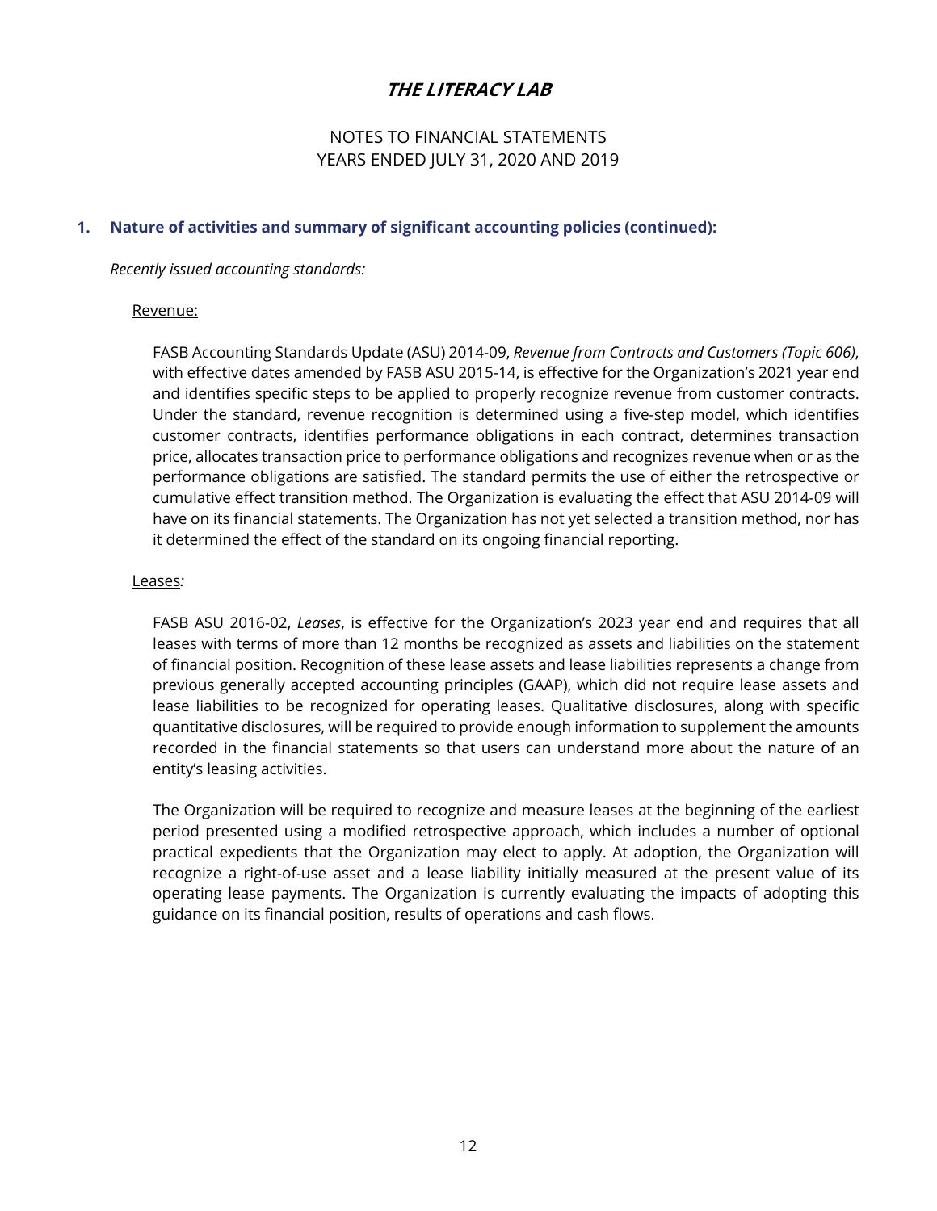## 1. Nature of activities and summary of significant accounting policies (continued):

*Recently issued accounting standards:*

Revenue:

FASB Accounting Standards Update (ASU) 2014-09, *Revenue from Contracts and Customers (Topic 606)*, with effective dates amended by FASB ASU 2015-14, is effective for the Organization's 2021 year end and identifies specific steps to be applied to properly recognize revenue from customer contracts. Under the standard, revenue recognition is determined using a five-step model, which identifies customer contracts, identifies performance obligations in each contract, determines transaction price, allocates transaction price to performance obligations and recognizes revenue when or as the performance obligations are satisfied. The standard permits the use of either the retrospective or cumulative effect transition method. The Organization is evaluating the effect that ASU 2014-09 will have on its financial statements. The Organization has not yet selected a transition method, nor has it determined the effect of the standard on its ongoing financial reporting.

Leases:

FASB ASU 2016-02, *Leases*, is effective for the Organization's 2023 year end and requires that all leases with terms of more than 12 months be recognized as assets and liabilities on the statement of financial position. Recognition of these lease assets and lease liabilities represents a change from previous generally accepted accounting principles (GAAP), which did not require lease assets and lease liabilities to be recognized for operating leases. Qualitative disclosures, along with specific quantitative disclosures, will be required to provide enough information to supplement the amounts recorded in the financial statements so that users can understand more about the nature of an entity's leasing activities.

The Organization will be required to recognize and measure leases at the beginning of the earliest period presented using a modified retrospective approach, which includes a number of optional practical expedients that the Organization may elect to apply. At adoption, the Organization will recognize a right-of-use asset and a lease liability initially measured at the present value of its operating lease payments. The Organization is currently evaluating the impacts of adopting this guidance on its financial position, results of operations and cash flows.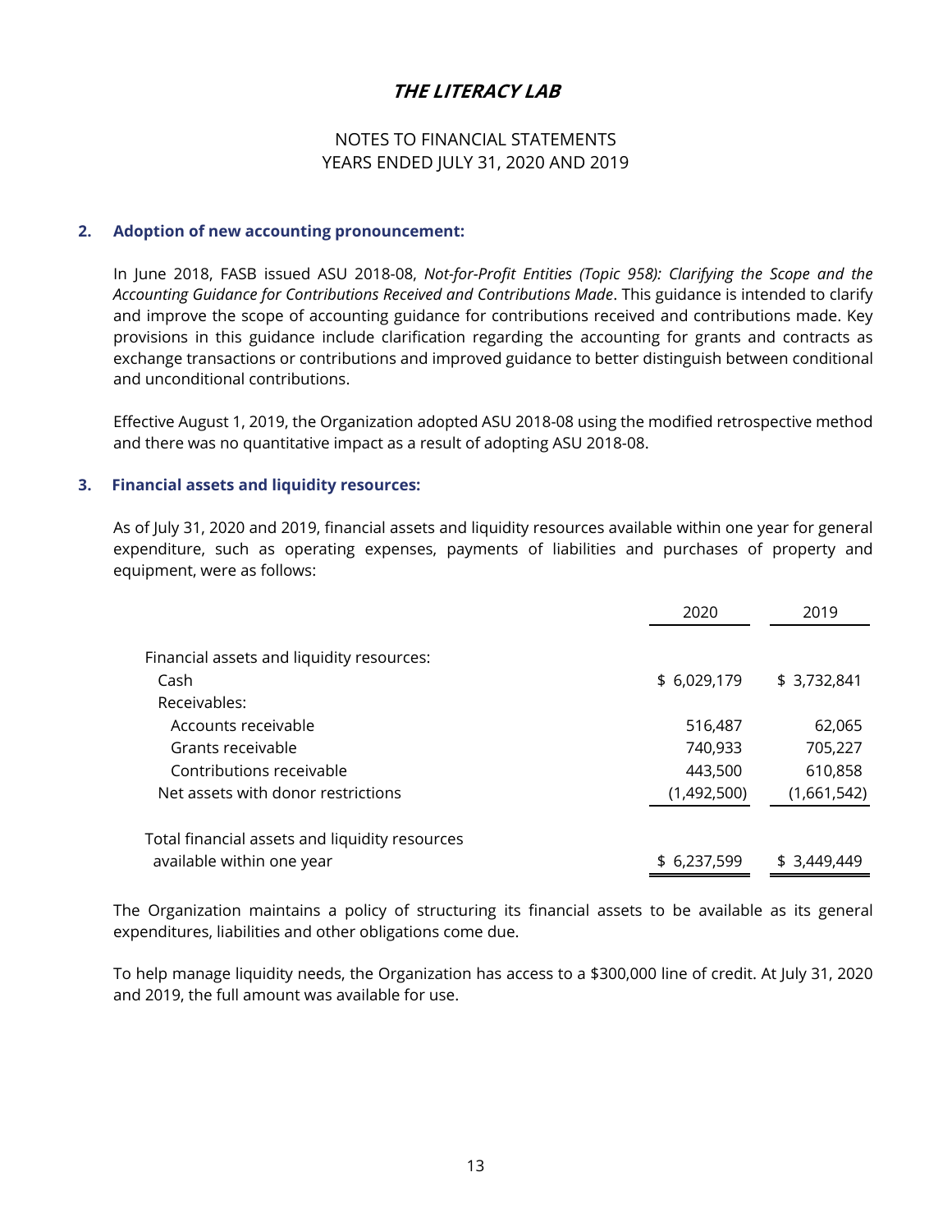# THE LITERACY LAB

NOTES TO FINANCIAL STATEMENTS
YEARS ENDED JULY 31, 2020 AND 2019

## 2. Adoption of new accounting pronouncement:

In June 2018, FASB issued ASU 2018-08, *Not-for-Profit Entities (Topic 958): Clarifying the Scope and the Accounting Guidance for Contributions Received and Contributions Made*. This guidance is intended to clarify and improve the scope of accounting guidance for contributions received and contributions made. Key provisions in this guidance include clarification regarding the accounting for grants and contracts as exchange transactions or contributions and improved guidance to better distinguish between conditional and unconditional contributions.

Effective August 1, 2019, the Organization adopted ASU 2018-08 using the modified retrospective method and there was no quantitative impact as a result of adopting ASU 2018-08.

## 3. Financial assets and liquidity resources:

As of July 31, 2020 and 2019, financial assets and liquidity resources available within one year for general expenditure, such as operating expenses, payments of liabilities and purchases of property and equipment, were as follows:

| | 2020 | 2019 |
|---|---|---|
| Financial assets and liquidity resources: | | |
| Cash | $ 6,029,179 | $ 3,732,841 |
| Receivables: | | |
| Accounts receivable | 516,487 | 62,065 |
| Grants receivable | 740,933 | 705,227 |
| Contributions receivable | 443,500 | 610,858 |
| Net assets with donor restrictions | (1,492,500) | (1,661,542) |
| Total financial assets and liquidity resources available within one year | $ 6,237,599 | $ 3,449,449 |

The Organization maintains a policy of structuring its financial assets to be available as its general expenditures, liabilities and other obligations come due.

To help manage liquidity needs, the Organization has access to a $300,000 line of credit. At July 31, 2020 and 2019, the full amount was available for use.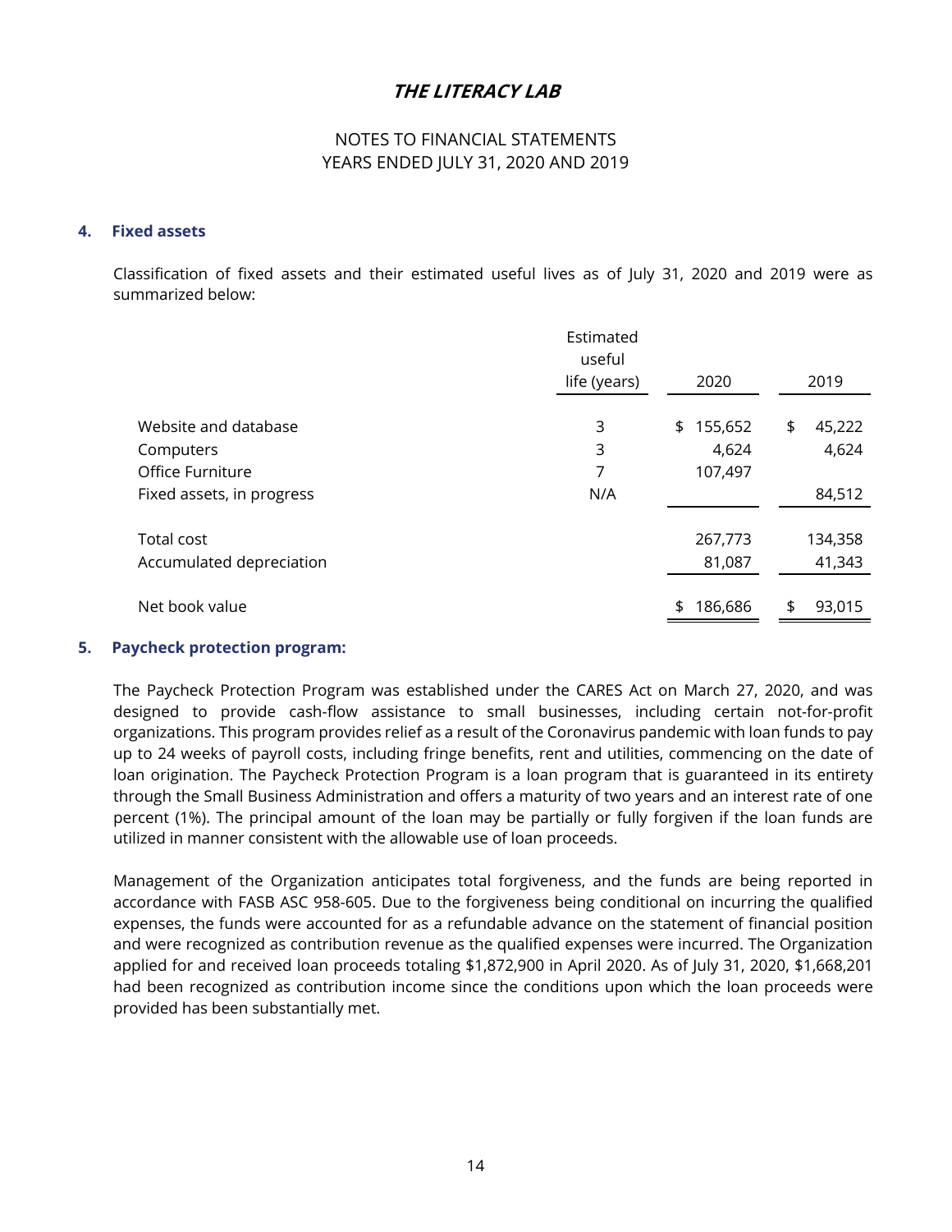# THE LITERACY LAB

NOTES TO FINANCIAL STATEMENTS
YEARS ENDED JULY 31, 2020 AND 2019

## 4. Fixed assets

Classification of fixed assets and their estimated useful lives as of July 31, 2020 and 2019 were as summarized below:

| | Estimated useful life (years) | 2020 | 2019 |
|---|---|---|---|
| Website and database | 3 | $ 155,652 | $ 45,222 |
| Computers | 3 | 4,624 | 4,624 |
| Office Furniture | 7 | 107,497 | |
| Fixed assets, in progress | N/A | | 84,512 |
| Total cost | | 267,773 | 134,358 |
| Accumulated depreciation | | 81,087 | 41,343 |
| Net book value | | $ 186,686 | $ 93,015 |

## 5. Paycheck protection program:

The Paycheck Protection Program was established under the CARES Act on March 27, 2020, and was designed to provide cash-flow assistance to small businesses, including certain not-for-profit organizations. This program provides relief as a result of the Coronavirus pandemic with loan funds to pay up to 24 weeks of payroll costs, including fringe benefits, rent and utilities, commencing on the date of loan origination. The Paycheck Protection Program is a loan program that is guaranteed in its entirety through the Small Business Administration and offers a maturity of two years and an interest rate of one percent (1%). The principal amount of the loan may be partially or fully forgiven if the loan funds are utilized in manner consistent with the allowable use of loan proceeds.

Management of the Organization anticipates total forgiveness, and the funds are being reported in accordance with FASB ASC 958-605. Due to the forgiveness being conditional on incurring the qualified expenses, the funds were accounted for as a refundable advance on the statement of financial position and were recognized as contribution revenue as the qualified expenses were incurred. The Organization applied for and received loan proceeds totaling $1,872,900 in April 2020. As of July 31, 2020, $1,668,201 had been recognized as contribution income since the conditions upon which the loan proceeds were provided has been substantially met.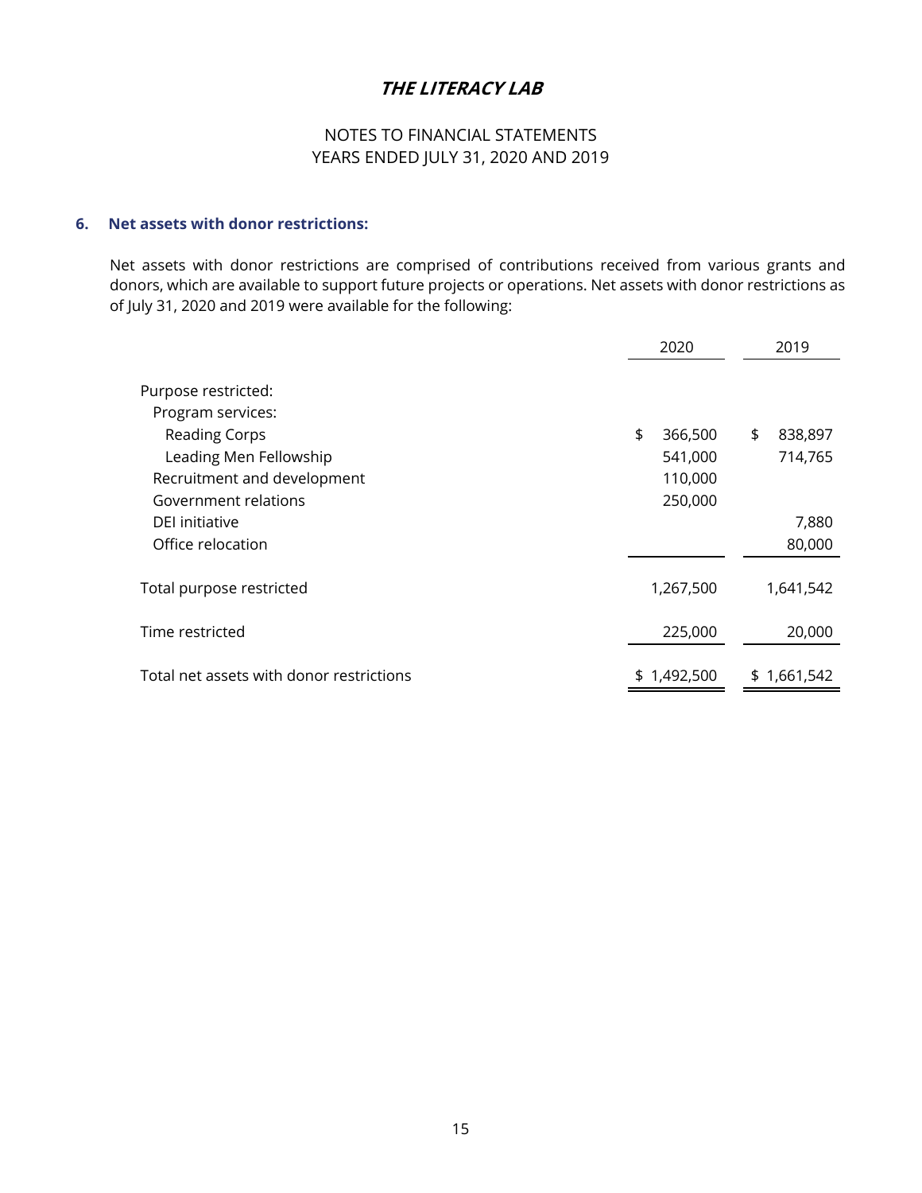# THE LITERACY LAB

NOTES TO FINANCIAL STATEMENTS
YEARS ENDED JULY 31, 2020 AND 2019

## 6. Net assets with donor restrictions:

Net assets with donor restrictions are comprised of contributions received from various grants and donors, which are available to support future projects or operations. Net assets with donor restrictions as of July 31, 2020 and 2019 were available for the following:

| | 2020 | 2019 |
|---|---|---|
| Purpose restricted: | | |
| Program services: | | |
| Reading Corps | $ 366,500 | $ 838,897 |
| Leading Men Fellowship | 541,000 | 714,765 |
| Recruitment and development | 110,000 | |
| Government relations | 250,000 | |
| DEI initiative | | 7,880 |
| Office relocation | | 80,000 |
| Total purpose restricted | 1,267,500 | 1,641,542 |
| Time restricted | 225,000 | 20,000 |
| Total net assets with donor restrictions | $ 1,492,500 | $ 1,661,542 |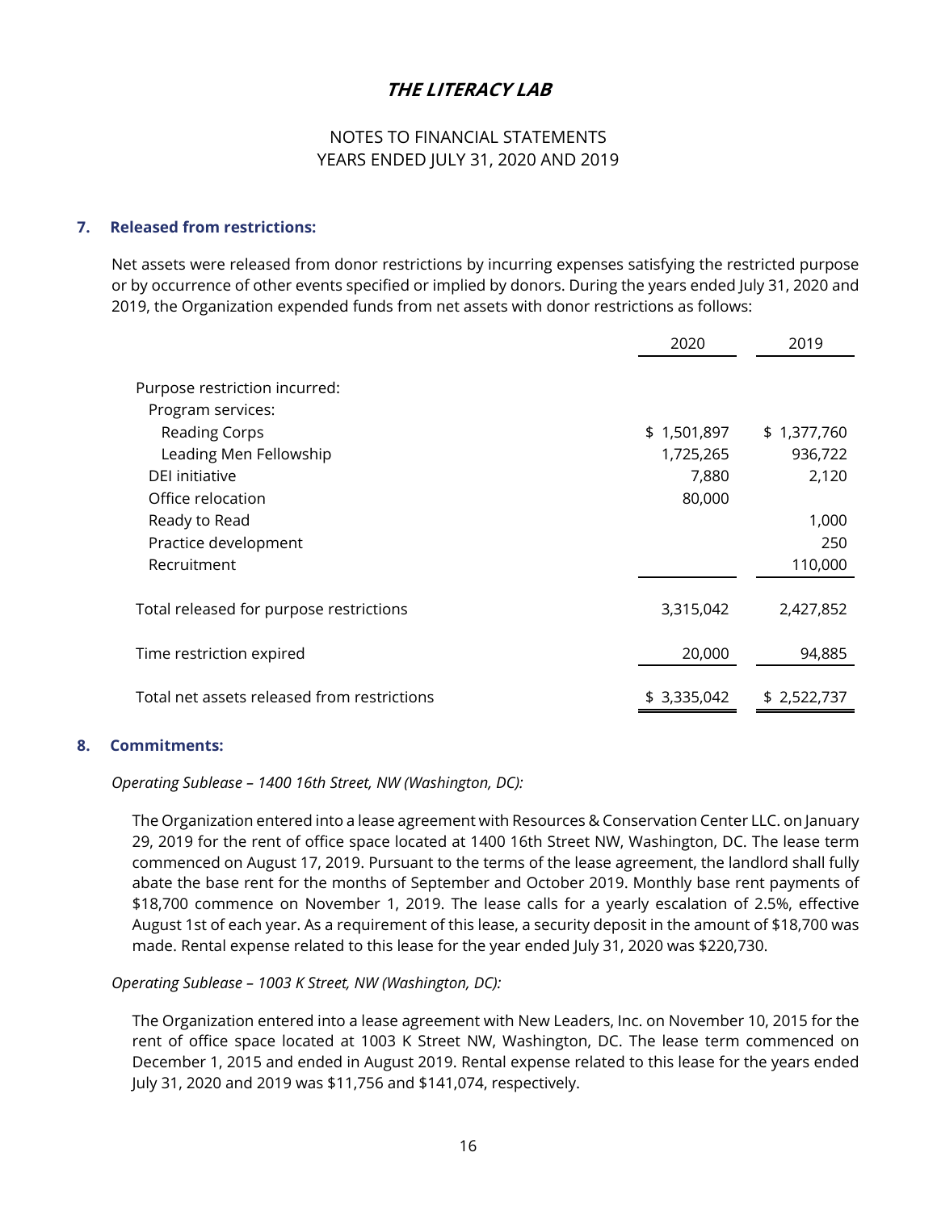# THE LITERACY LAB

NOTES TO FINANCIAL STATEMENTS
YEARS ENDED JULY 31, 2020 AND 2019

## 7. Released from restrictions:

Net assets were released from donor restrictions by incurring expenses satisfying the restricted purpose or by occurrence of other events specified or implied by donors. During the years ended July 31, 2020 and 2019, the Organization expended funds from net assets with donor restrictions as follows:

| | 2020 | 2019 |
|---|---|---|
| Purpose restriction incurred: | | |
| Program services: | | |
| Reading Corps | $ 1,501,897 | $ 1,377,760 |
| Leading Men Fellowship | 1,725,265 | 936,722 |
| DEI initiative | 7,880 | 2,120 |
| Office relocation | 80,000 | |
| Ready to Read | | 1,000 |
| Practice development | | 250 |
| Recruitment | | 110,000 |
| Total released for purpose restrictions | 3,315,042 | 2,427,852 |
| Time restriction expired | 20,000 | 94,885 |
| Total net assets released from restrictions | $ 3,335,042 | $ 2,522,737 |

## 8. Commitments:

*Operating Sublease – 1400 16th Street, NW (Washington, DC):*

The Organization entered into a lease agreement with Resources & Conservation Center LLC. on January 29, 2019 for the rent of office space located at 1400 16th Street NW, Washington, DC. The lease term commenced on August 17, 2019. Pursuant to the terms of the lease agreement, the landlord shall fully abate the base rent for the months of September and October 2019. Monthly base rent payments of $18,700 commence on November 1, 2019. The lease calls for a yearly escalation of 2.5%, effective August 1st of each year. As a requirement of this lease, a security deposit in the amount of $18,700 was made. Rental expense related to this lease for the year ended July 31, 2020 was $220,730.

*Operating Sublease – 1003 K Street, NW (Washington, DC):*

The Organization entered into a lease agreement with New Leaders, Inc. on November 10, 2015 for the rent of office space located at 1003 K Street NW, Washington, DC. The lease term commenced on December 1, 2015 and ended in August 2019. Rental expense related to this lease for the years ended July 31, 2020 and 2019 was $11,756 and $141,074, respectively.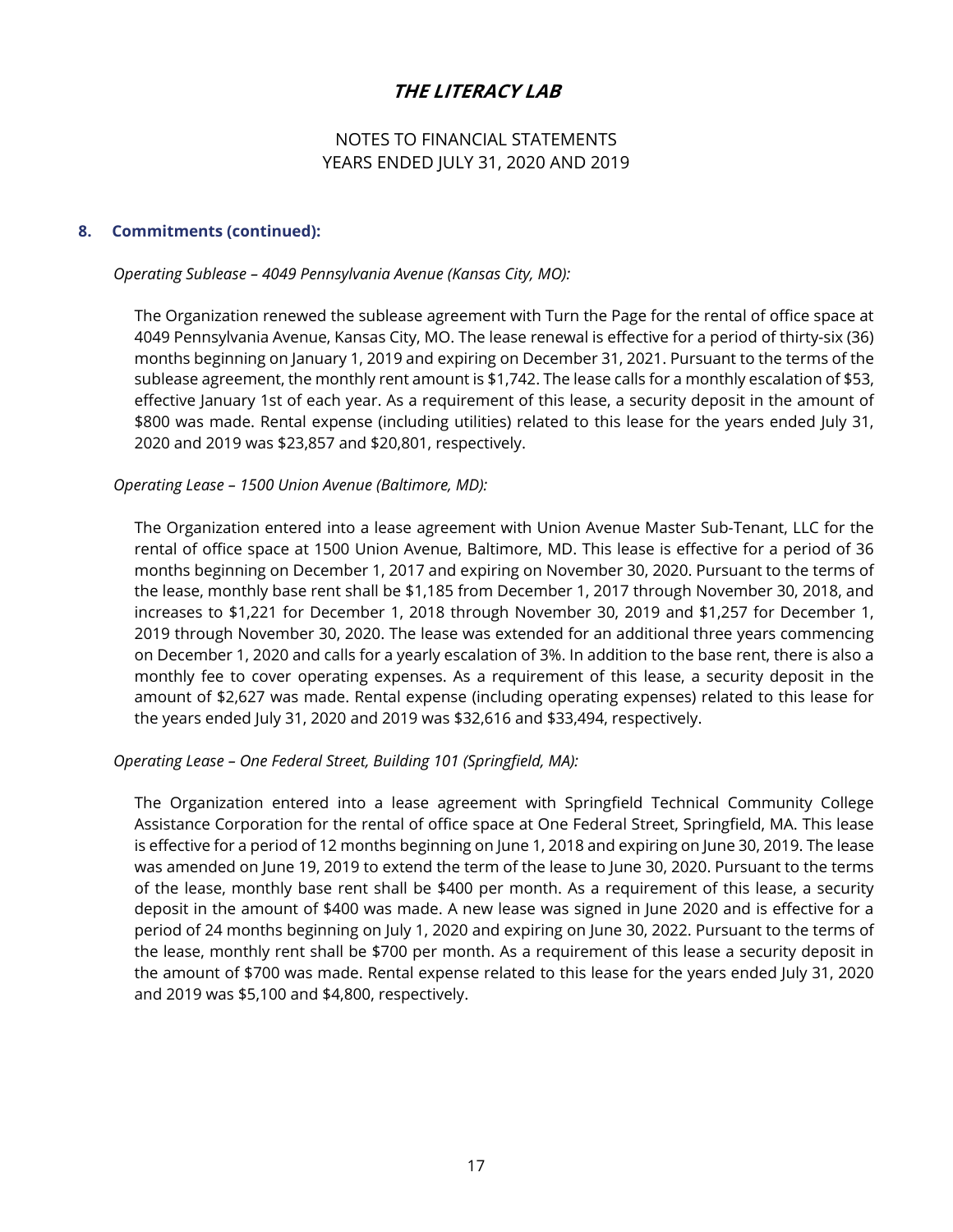# THE LITERACY LAB

NOTES TO FINANCIAL STATEMENTS
YEARS ENDED JULY 31, 2020 AND 2019

## 8. Commitments (continued):

*Operating Sublease – 4049 Pennsylvania Avenue (Kansas City, MO):*

The Organization renewed the sublease agreement with Turn the Page for the rental of office space at 4049 Pennsylvania Avenue, Kansas City, MO. The lease renewal is effective for a period of thirty-six (36) months beginning on January 1, 2019 and expiring on December 31, 2021. Pursuant to the terms of the sublease agreement, the monthly rent amount is $1,742. The lease calls for a monthly escalation of $53, effective January 1st of each year. As a requirement of this lease, a security deposit in the amount of $800 was made. Rental expense (including utilities) related to this lease for the years ended July 31, 2020 and 2019 was $23,857 and $20,801, respectively.

*Operating Lease – 1500 Union Avenue (Baltimore, MD):*

The Organization entered into a lease agreement with Union Avenue Master Sub-Tenant, LLC for the rental of office space at 1500 Union Avenue, Baltimore, MD. This lease is effective for a period of 36 months beginning on December 1, 2017 and expiring on November 30, 2020. Pursuant to the terms of the lease, monthly base rent shall be $1,185 from December 1, 2017 through November 30, 2018, and increases to $1,221 for December 1, 2018 through November 30, 2019 and $1,257 for December 1, 2019 through November 30, 2020. The lease was extended for an additional three years commencing on December 1, 2020 and calls for a yearly escalation of 3%. In addition to the base rent, there is also a monthly fee to cover operating expenses. As a requirement of this lease, a security deposit in the amount of $2,627 was made. Rental expense (including operating expenses) related to this lease for the years ended July 31, 2020 and 2019 was $32,616 and $33,494, respectively.

*Operating Lease – One Federal Street, Building 101 (Springfield, MA):*

The Organization entered into a lease agreement with Springfield Technical Community College Assistance Corporation for the rental of office space at One Federal Street, Springfield, MA. This lease is effective for a period of 12 months beginning on June 1, 2018 and expiring on June 30, 2019. The lease was amended on June 19, 2019 to extend the term of the lease to June 30, 2020. Pursuant to the terms of the lease, monthly base rent shall be $400 per month. As a requirement of this lease, a security deposit in the amount of $400 was made. A new lease was signed in June 2020 and is effective for a period of 24 months beginning on July 1, 2020 and expiring on June 30, 2022. Pursuant to the terms of the lease, monthly rent shall be $700 per month. As a requirement of this lease a security deposit in the amount of $700 was made. Rental expense related to this lease for the years ended July 31, 2020 and 2019 was $5,100 and $4,800, respectively.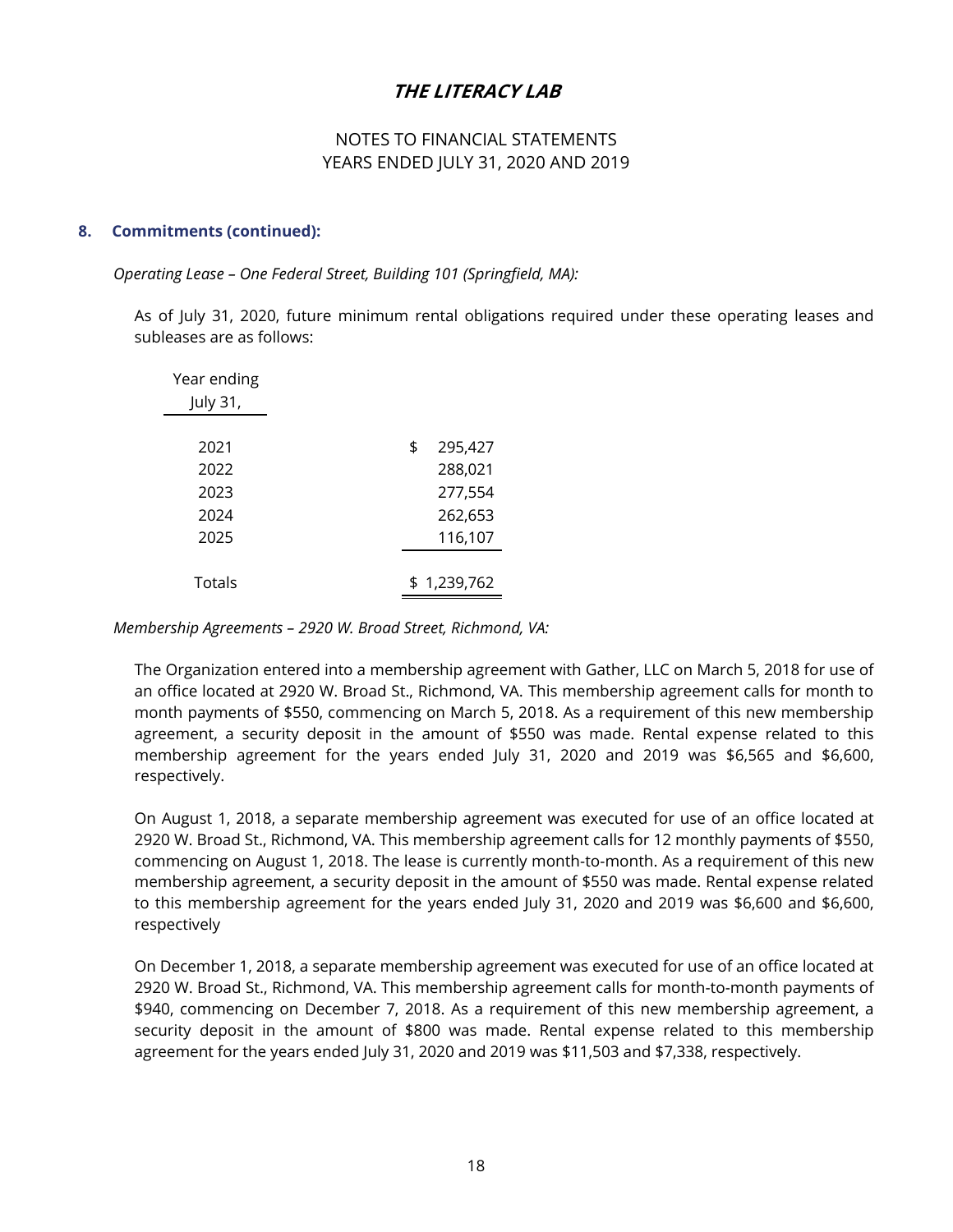# THE LITERACY LAB

NOTES TO FINANCIAL STATEMENTS
YEARS ENDED JULY 31, 2020 AND 2019

## 8. Commitments (continued):

*Operating Lease – One Federal Street, Building 101 (Springfield, MA):*

As of July 31, 2020, future minimum rental obligations required under these operating leases and subleases are as follows:

| Year ending July 31, | |
|---|---|
| 2021 | $ 295,427 |
| 2022 | 288,021 |
| 2023 | 277,554 |
| 2024 | 262,653 |
| 2025 | 116,107 |
| Totals | $ 1,239,762 |

*Membership Agreements – 2920 W. Broad Street, Richmond, VA:*

The Organization entered into a membership agreement with Gather, LLC on March 5, 2018 for use of an office located at 2920 W. Broad St., Richmond, VA. This membership agreement calls for month to month payments of $550, commencing on March 5, 2018. As a requirement of this new membership agreement, a security deposit in the amount of $550 was made. Rental expense related to this membership agreement for the years ended July 31, 2020 and 2019 was $6,565 and $6,600, respectively.

On August 1, 2018, a separate membership agreement was executed for use of an office located at 2920 W. Broad St., Richmond, VA. This membership agreement calls for 12 monthly payments of $550, commencing on August 1, 2018. The lease is currently month-to-month. As a requirement of this new membership agreement, a security deposit in the amount of $550 was made. Rental expense related to this membership agreement for the years ended July 31, 2020 and 2019 was $6,600 and $6,600, respectively

On December 1, 2018, a separate membership agreement was executed for use of an office located at 2920 W. Broad St., Richmond, VA. This membership agreement calls for month-to-month payments of $940, commencing on December 7, 2018. As a requirement of this new membership agreement, a security deposit in the amount of $800 was made. Rental expense related to this membership agreement for the years ended July 31, 2020 and 2019 was $11,503 and $7,338, respectively.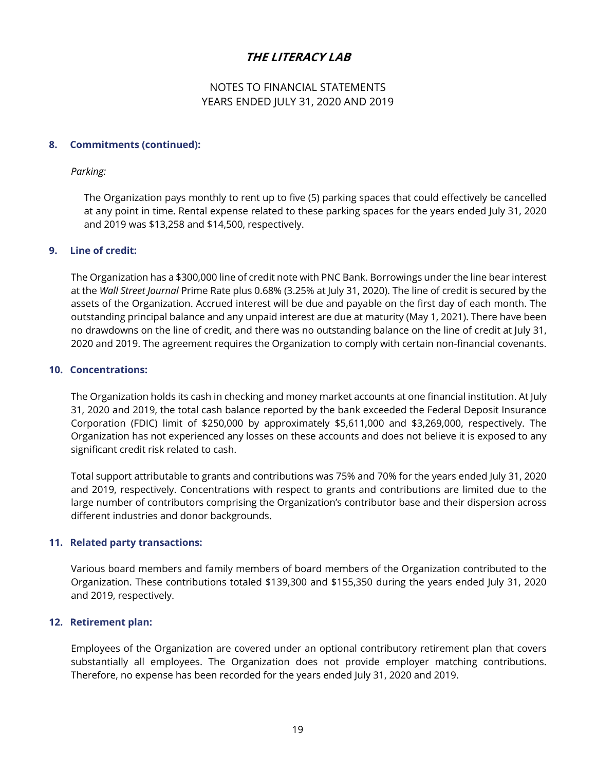# THE LITERACY LAB

NOTES TO FINANCIAL STATEMENTS
YEARS ENDED JULY 31, 2020 AND 2019

## 8. Commitments (continued):

*Parking:*

The Organization pays monthly to rent up to five (5) parking spaces that could effectively be cancelled at any point in time. Rental expense related to these parking spaces for the years ended July 31, 2020 and 2019 was $13,258 and $14,500, respectively.

## 9. Line of credit:

The Organization has a $300,000 line of credit note with PNC Bank. Borrowings under the line bear interest at the *Wall Street Journal* Prime Rate plus 0.68% (3.25% at July 31, 2020). The line of credit is secured by the assets of the Organization. Accrued interest will be due and payable on the first day of each month. The outstanding principal balance and any unpaid interest are due at maturity (May 1, 2021). There have been no drawdowns on the line of credit, and there was no outstanding balance on the line of credit at July 31, 2020 and 2019. The agreement requires the Organization to comply with certain non-financial covenants.

## 10. Concentrations:

The Organization holds its cash in checking and money market accounts at one financial institution. At July 31, 2020 and 2019, the total cash balance reported by the bank exceeded the Federal Deposit Insurance Corporation (FDIC) limit of $250,000 by approximately $5,611,000 and $3,269,000, respectively. The Organization has not experienced any losses on these accounts and does not believe it is exposed to any significant credit risk related to cash.

Total support attributable to grants and contributions was 75% and 70% for the years ended July 31, 2020 and 2019, respectively. Concentrations with respect to grants and contributions are limited due to the large number of contributors comprising the Organization's contributor base and their dispersion across different industries and donor backgrounds.

## 11. Related party transactions:

Various board members and family members of board members of the Organization contributed to the Organization. These contributions totaled $139,300 and $155,350 during the years ended July 31, 2020 and 2019, respectively.

## 12. Retirement plan:

Employees of the Organization are covered under an optional contributory retirement plan that covers substantially all employees. The Organization does not provide employer matching contributions. Therefore, no expense has been recorded for the years ended July 31, 2020 and 2019.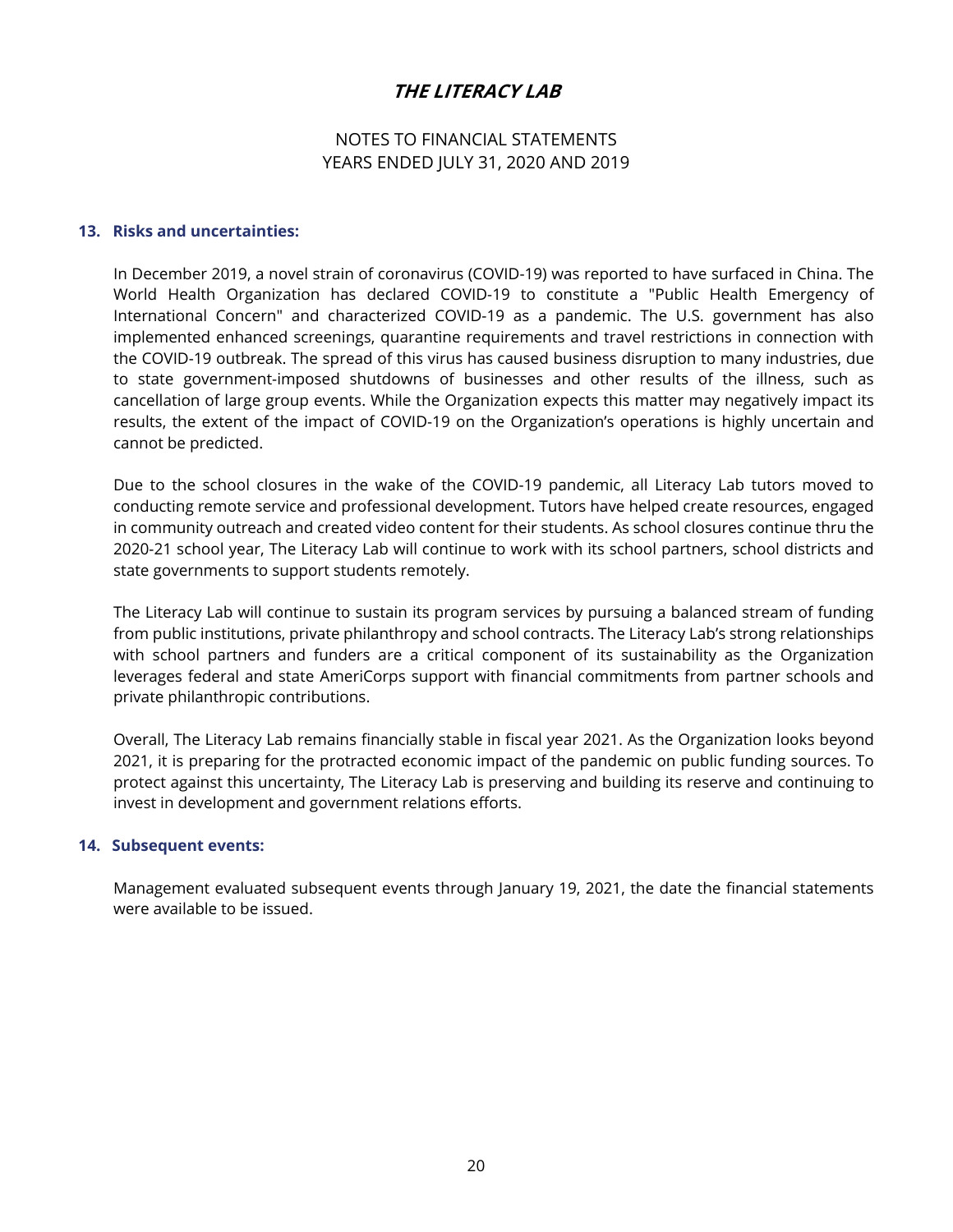# THE LITERACY LAB

NOTES TO FINANCIAL STATEMENTS
YEARS ENDED JULY 31, 2020 AND 2019

**13. Risks and uncertainties:**

In December 2019, a novel strain of coronavirus (COVID-19) was reported to have surfaced in China. The World Health Organization has declared COVID-19 to constitute a "Public Health Emergency of International Concern" and characterized COVID-19 as a pandemic. The U.S. government has also implemented enhanced screenings, quarantine requirements and travel restrictions in connection with the COVID-19 outbreak. The spread of this virus has caused business disruption to many industries, due to state government-imposed shutdowns of businesses and other results of the illness, such as cancellation of large group events. While the Organization expects this matter may negatively impact its results, the extent of the impact of COVID-19 on the Organization's operations is highly uncertain and cannot be predicted.

Due to the school closures in the wake of the COVID-19 pandemic, all Literacy Lab tutors moved to conducting remote service and professional development. Tutors have helped create resources, engaged in community outreach and created video content for their students. As school closures continue thru the 2020-21 school year, The Literacy Lab will continue to work with its school partners, school districts and state governments to support students remotely.

The Literacy Lab will continue to sustain its program services by pursuing a balanced stream of funding from public institutions, private philanthropy and school contracts. The Literacy Lab's strong relationships with school partners and funders are a critical component of its sustainability as the Organization leverages federal and state AmeriCorps support with financial commitments from partner schools and private philanthropic contributions.

Overall, The Literacy Lab remains financially stable in fiscal year 2021. As the Organization looks beyond 2021, it is preparing for the protracted economic impact of the pandemic on public funding sources. To protect against this uncertainty, The Literacy Lab is preserving and building its reserve and continuing to invest in development and government relations efforts.

**14. Subsequent events:**

Management evaluated subsequent events through January 19, 2021, the date the financial statements were available to be issued.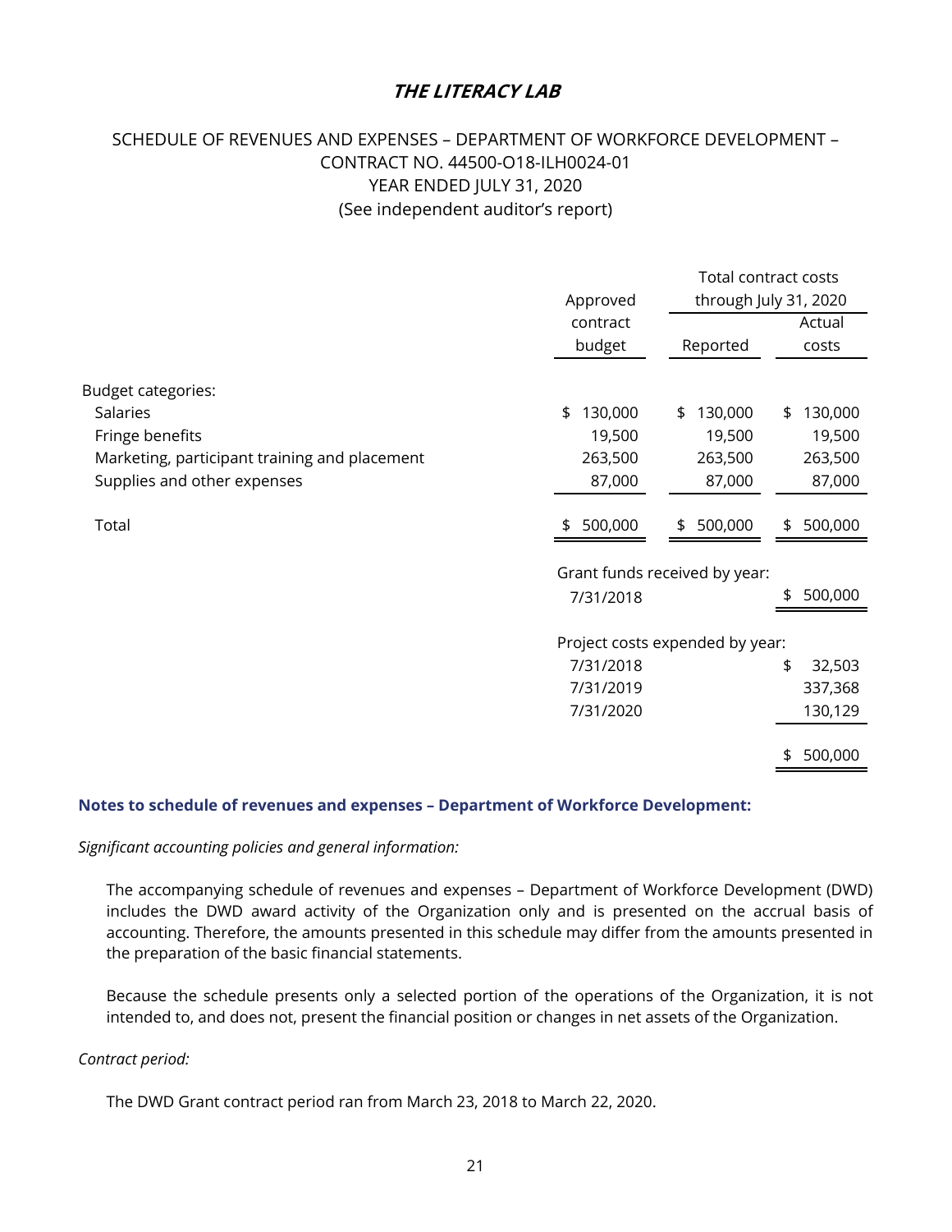# THE LITERACY LAB

## SCHEDULE OF REVENUES AND EXPENSES – DEPARTMENT OF WORKFORCE DEVELOPMENT – CONTRACT NO. 44500-O18-ILH0024-01 YEAR ENDED JULY 31, 2020 (See independent auditor's report)

| | Approved contract budget | Total contract costs through July 31, 2020 | |
|---|---|---|---|
| | | Reported | Actual costs |
| Budget categories: | | | |
| Salaries | $ 130,000 | $ 130,000 | $ 130,000 |
| Fringe benefits | 19,500 | 19,500 | 19,500 |
| Marketing, participant training and placement | 263,500 | 263,500 | 263,500 |
| Supplies and other expenses | 87,000 | 87,000 | 87,000 |
| Total | $ 500,000 | $ 500,000 | $ 500,000 |
| | Grant funds received by year: | | |
| | 7/31/2018 | | $ 500,000 |
| | Project costs expended by year: | | |
| | 7/31/2018 | | $ 32,503 |
| | 7/31/2019 | | 337,368 |
| | 7/31/2020 | | 130,129 |
| | | | $ 500,000 |

**Notes to schedule of revenues and expenses – Department of Workforce Development:**

*Significant accounting policies and general information:*

The accompanying schedule of revenues and expenses – Department of Workforce Development (DWD) includes the DWD award activity of the Organization only and is presented on the accrual basis of accounting. Therefore, the amounts presented in this schedule may differ from the amounts presented in the preparation of the basic financial statements.

Because the schedule presents only a selected portion of the operations of the Organization, it is not intended to, and does not, present the financial position or changes in net assets of the Organization.

*Contract period:*

The DWD Grant contract period ran from March 23, 2018 to March 22, 2020.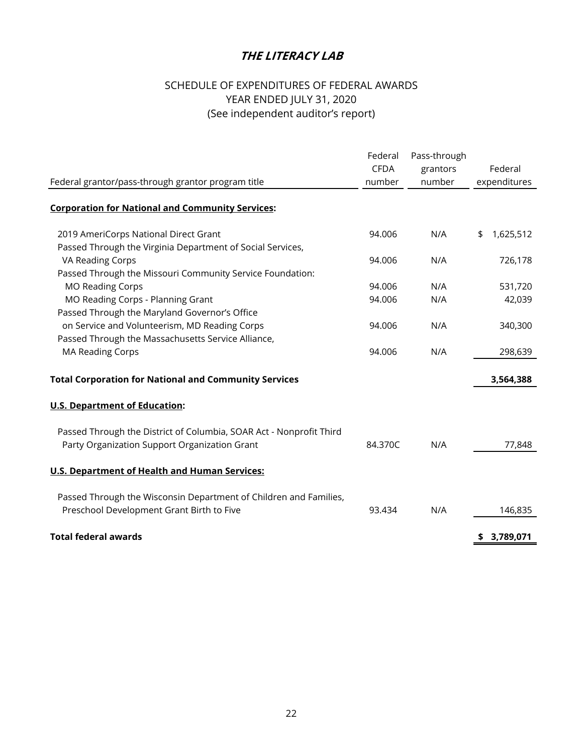# ***THE LITERACY LAB***

## SCHEDULE OF EXPENDITURES OF FEDERAL AWARDS
YEAR ENDED JULY 31, 2020
(See independent auditor's report)

| Federal grantor/pass-through grantor program title | Federal CFDA number | Pass-through grantors number | Federal expenditures |
|---|---|---|---|
| **Corporation for National and Community Services:** | | | |
| 2019 AmeriCorps National Direct Grant | 94.006 | N/A | $ 1,625,512 |
| Passed Through the Virginia Department of Social Services, VA Reading Corps | 94.006 | N/A | 726,178 |
| Passed Through the Missouri Community Service Foundation: | | | |
| MO Reading Corps | 94.006 | N/A | 531,720 |
| MO Reading Corps - Planning Grant | 94.006 | N/A | 42,039 |
| Passed Through the Maryland Governor's Office on Service and Volunteerism, MD Reading Corps | 94.006 | N/A | 340,300 |
| Passed Through the Massachusetts Service Alliance, MA Reading Corps | 94.006 | N/A | 298,639 |
| **Total Corporation for National and Community Services** | | | **3,564,388** |
| **U.S. Department of Education:** | | | |
| Passed Through the District of Columbia, SOAR Act - Nonprofit Third Party Organization Support Organization Grant | 84.370C | N/A | 77,848 |
| **U.S. Department of Health and Human Services:** | | | |
| Passed Through the Wisconsin Department of Children and Families, Preschool Development Grant Birth to Five | 93.434 | N/A | 146,835 |
| **Total federal awards** | | | **$ 3,789,071** |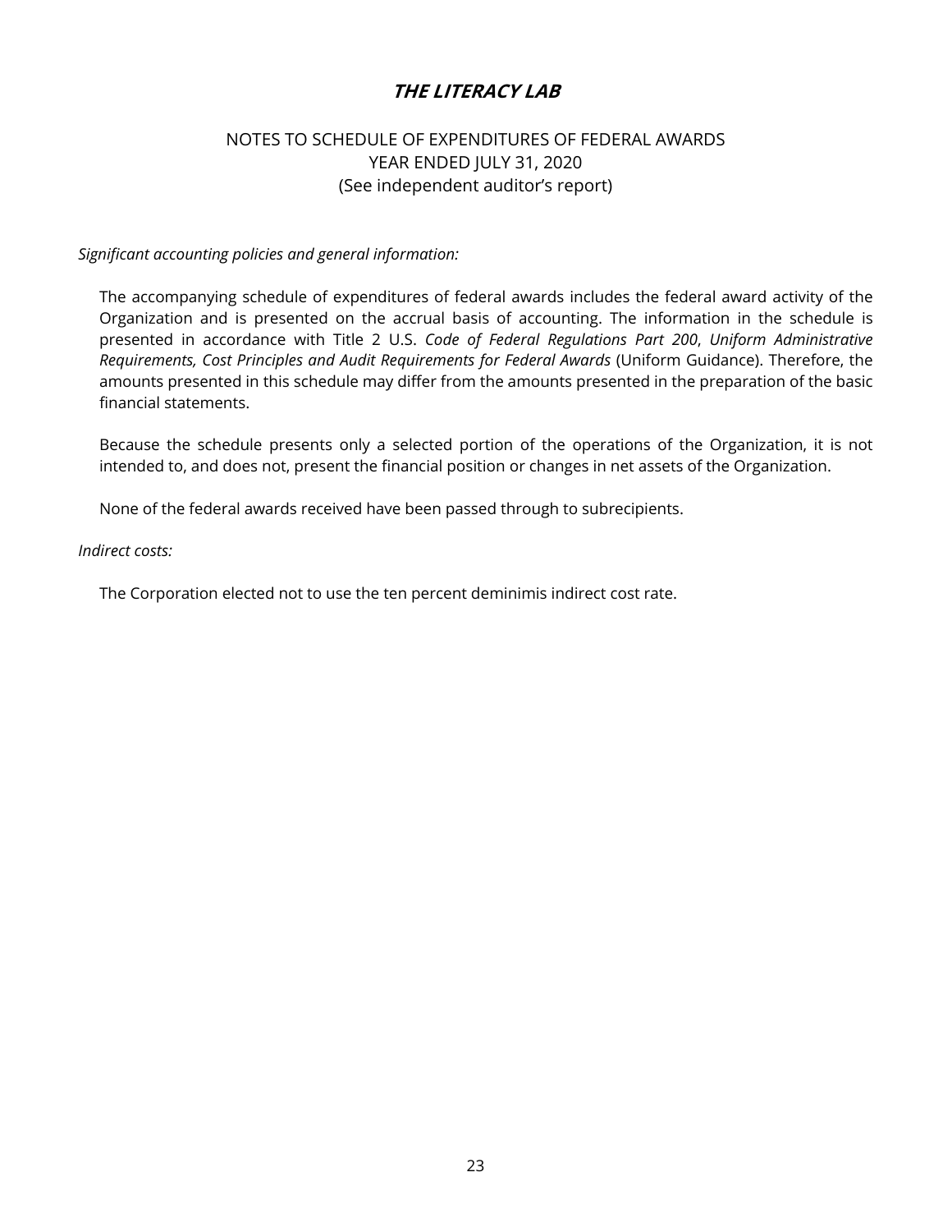# *THE LITERACY LAB*

## NOTES TO SCHEDULE OF EXPENDITURES OF FEDERAL AWARDS
## YEAR ENDED JULY 31, 2020
## (See independent auditor's report)

*Significant accounting policies and general information:*

The accompanying schedule of expenditures of federal awards includes the federal award activity of the Organization and is presented on the accrual basis of accounting. The information in the schedule is presented in accordance with Title 2 U.S. *Code of Federal Regulations Part 200*, *Uniform Administrative Requirements, Cost Principles and Audit Requirements for Federal Awards* (Uniform Guidance). Therefore, the amounts presented in this schedule may differ from the amounts presented in the preparation of the basic financial statements.

Because the schedule presents only a selected portion of the operations of the Organization, it is not intended to, and does not, present the financial position or changes in net assets of the Organization.

None of the federal awards received have been passed through to subrecipients.

*Indirect costs:*

The Corporation elected not to use the ten percent deminimis indirect cost rate.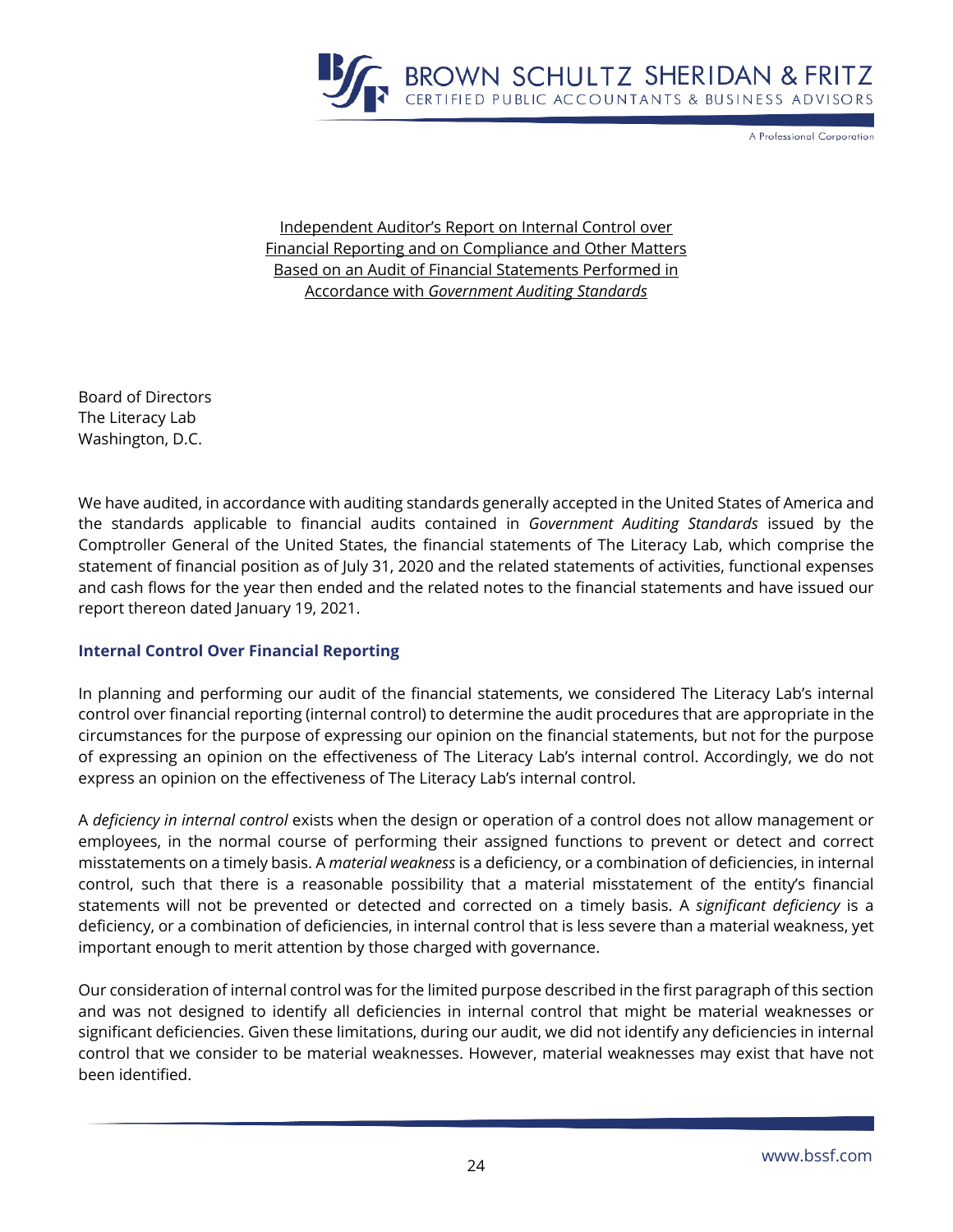Independent Auditor's Report on Internal Control over Financial Reporting and on Compliance and Other Matters Based on an Audit of Financial Statements Performed in Accordance with *Government Auditing Standards*

Board of Directors
The Literacy Lab
Washington, D.C.

We have audited, in accordance with auditing standards generally accepted in the United States of America and the standards applicable to financial audits contained in *Government Auditing Standards* issued by the Comptroller General of the United States, the financial statements of The Literacy Lab, which comprise the statement of financial position as of July 31, 2020 and the related statements of activities, functional expenses and cash flows for the year then ended and the related notes to the financial statements and have issued our report thereon dated January 19, 2021.

## Internal Control Over Financial Reporting

In planning and performing our audit of the financial statements, we considered The Literacy Lab's internal control over financial reporting (internal control) to determine the audit procedures that are appropriate in the circumstances for the purpose of expressing our opinion on the financial statements, but not for the purpose of expressing an opinion on the effectiveness of The Literacy Lab's internal control. Accordingly, we do not express an opinion on the effectiveness of The Literacy Lab's internal control.

A *deficiency in internal control* exists when the design or operation of a control does not allow management or employees, in the normal course of performing their assigned functions to prevent or detect and correct misstatements on a timely basis. A *material weakness* is a deficiency, or a combination of deficiencies, in internal control, such that there is a reasonable possibility that a material misstatement of the entity's financial statements will not be prevented or detected and corrected on a timely basis. A *significant deficiency* is a deficiency, or a combination of deficiencies, in internal control that is less severe than a material weakness, yet important enough to merit attention by those charged with governance.

Our consideration of internal control was for the limited purpose described in the first paragraph of this section and was not designed to identify all deficiencies in internal control that might be material weaknesses or significant deficiencies. Given these limitations, during our audit, we did not identify any deficiencies in internal control that we consider to be material weaknesses. However, material weaknesses may exist that have not been identified.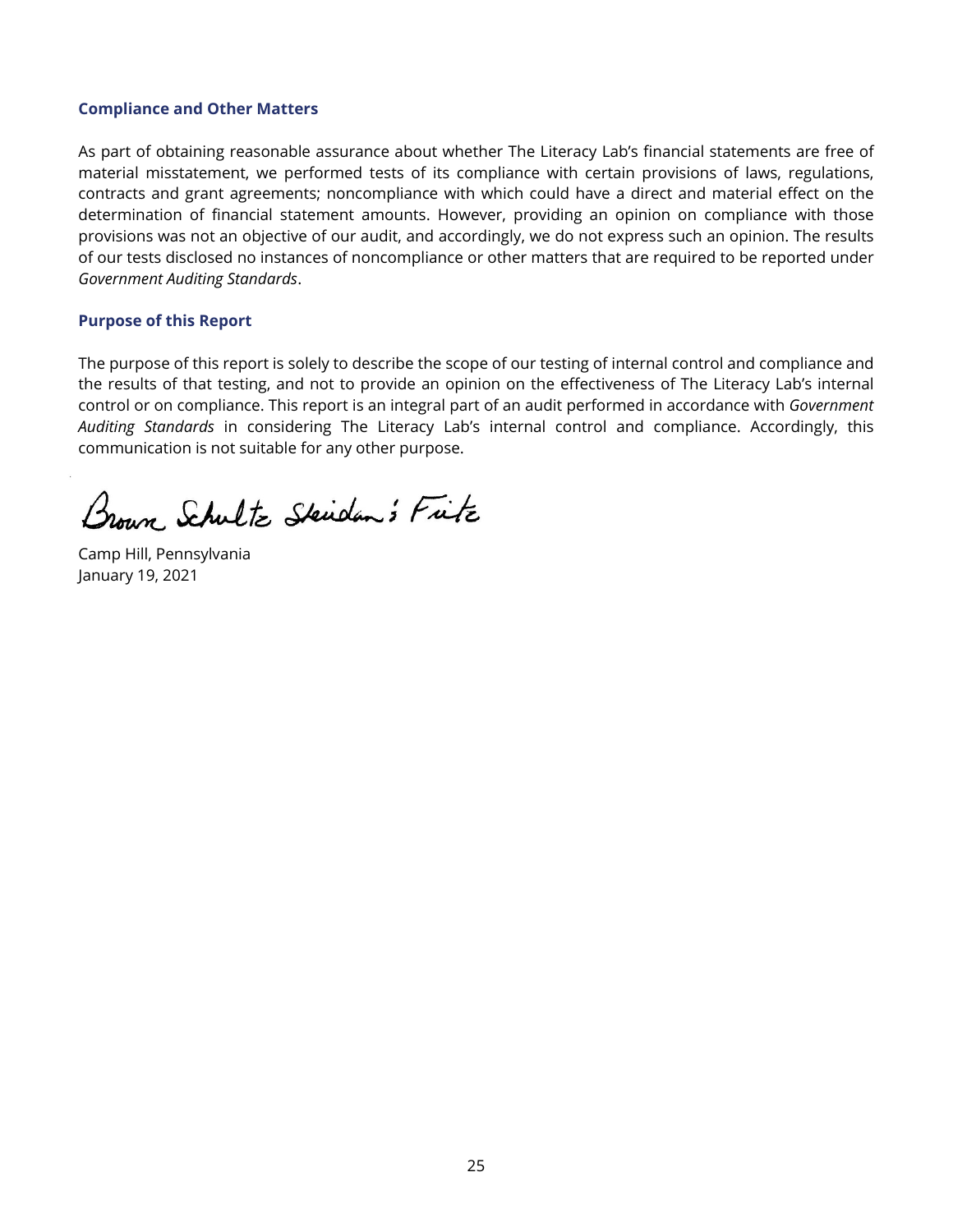### Compliance and Other Matters

As part of obtaining reasonable assurance about whether The Literacy Lab's financial statements are free of material misstatement, we performed tests of its compliance with certain provisions of laws, regulations, contracts and grant agreements; noncompliance with which could have a direct and material effect on the determination of financial statement amounts. However, providing an opinion on compliance with those provisions was not an objective of our audit, and accordingly, we do not express such an opinion. The results of our tests disclosed no instances of noncompliance or other matters that are required to be reported under *Government Auditing Standards*.

### Purpose of this Report

The purpose of this report is solely to describe the scope of our testing of internal control and compliance and the results of that testing, and not to provide an opinion on the effectiveness of The Literacy Lab's internal control or on compliance. This report is an integral part of an audit performed in accordance with *Government Auditing Standards* in considering The Literacy Lab's internal control and compliance. Accordingly, this communication is not suitable for any other purpose.

Brown Schultz Sheridan & Fritz

Camp Hill, Pennsylvania
January 19, 2021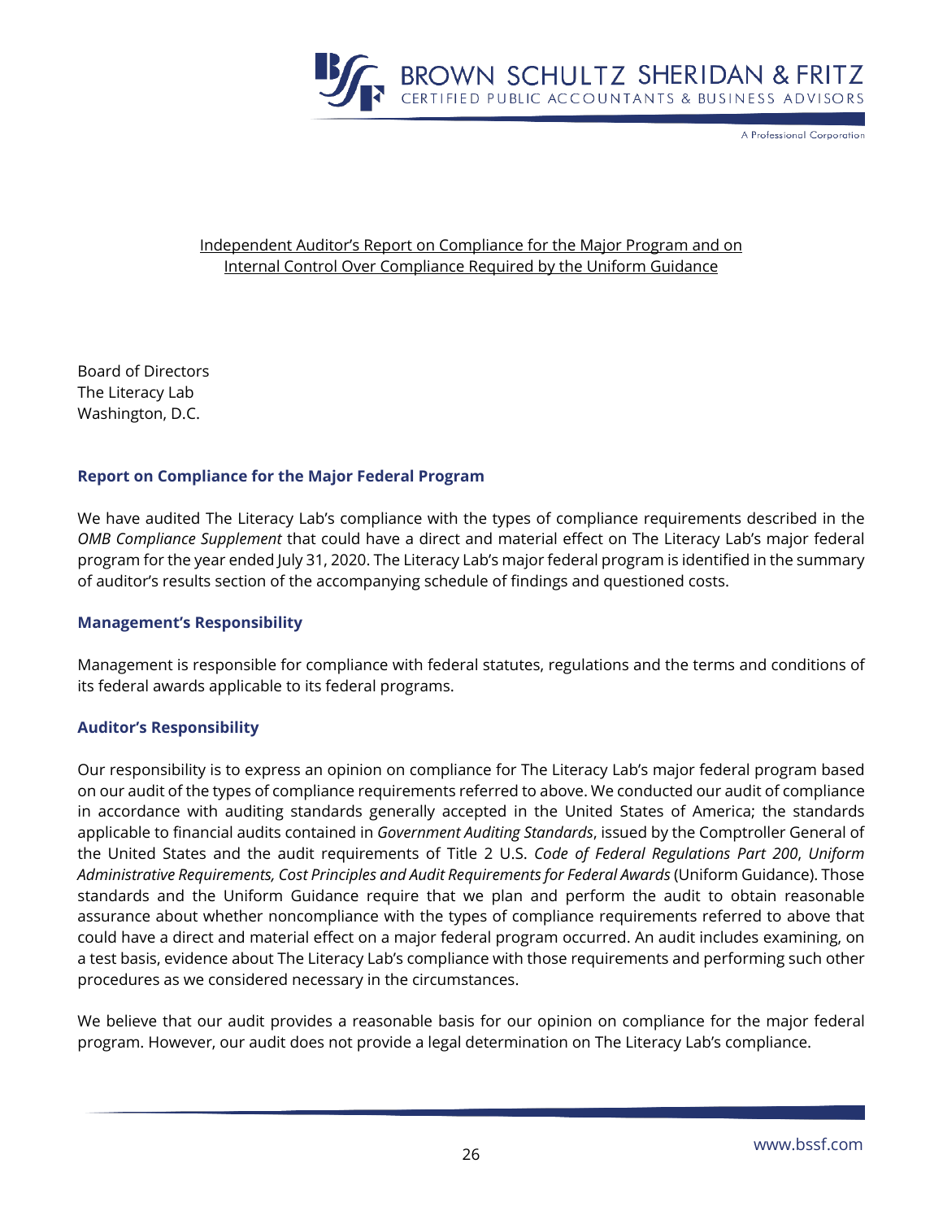Independent Auditor's Report on Compliance for the Major Program and on Internal Control Over Compliance Required by the Uniform Guidance

Board of Directors
The Literacy Lab
Washington, D.C.

## Report on Compliance for the Major Federal Program

We have audited The Literacy Lab's compliance with the types of compliance requirements described in the *OMB Compliance Supplement* that could have a direct and material effect on The Literacy Lab's major federal program for the year ended July 31, 2020. The Literacy Lab's major federal program is identified in the summary of auditor's results section of the accompanying schedule of findings and questioned costs.

## Management's Responsibility

Management is responsible for compliance with federal statutes, regulations and the terms and conditions of its federal awards applicable to its federal programs.

## Auditor's Responsibility

Our responsibility is to express an opinion on compliance for The Literacy Lab's major federal program based on our audit of the types of compliance requirements referred to above. We conducted our audit of compliance in accordance with auditing standards generally accepted in the United States of America; the standards applicable to financial audits contained in *Government Auditing Standards*, issued by the Comptroller General of the United States and the audit requirements of Title 2 U.S. *Code of Federal Regulations Part 200*, *Uniform Administrative Requirements, Cost Principles and Audit Requirements for Federal Awards* (Uniform Guidance). Those standards and the Uniform Guidance require that we plan and perform the audit to obtain reasonable assurance about whether noncompliance with the types of compliance requirements referred to above that could have a direct and material effect on a major federal program occurred. An audit includes examining, on a test basis, evidence about The Literacy Lab's compliance with those requirements and performing such other procedures as we considered necessary in the circumstances.

We believe that our audit provides a reasonable basis for our opinion on compliance for the major federal program. However, our audit does not provide a legal determination on The Literacy Lab's compliance.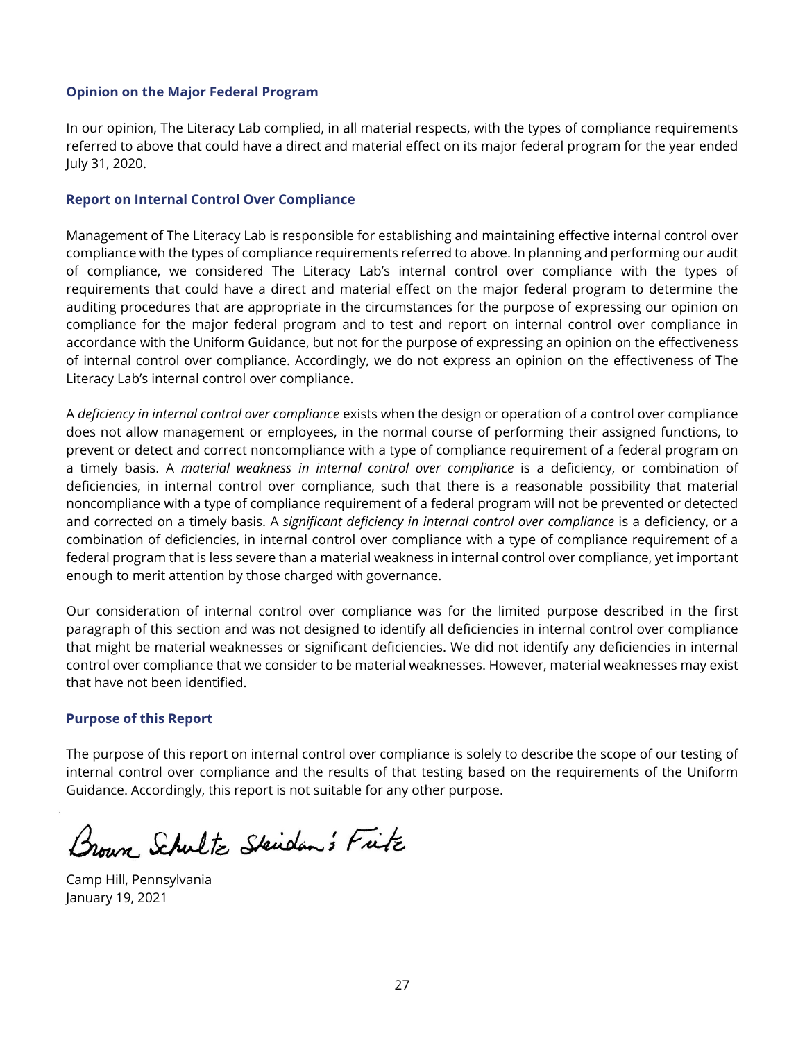### Opinion on the Major Federal Program

In our opinion, The Literacy Lab complied, in all material respects, with the types of compliance requirements referred to above that could have a direct and material effect on its major federal program for the year ended July 31, 2020.

### Report on Internal Control Over Compliance

Management of The Literacy Lab is responsible for establishing and maintaining effective internal control over compliance with the types of compliance requirements referred to above. In planning and performing our audit of compliance, we considered The Literacy Lab's internal control over compliance with the types of requirements that could have a direct and material effect on the major federal program to determine the auditing procedures that are appropriate in the circumstances for the purpose of expressing our opinion on compliance for the major federal program and to test and report on internal control over compliance in accordance with the Uniform Guidance, but not for the purpose of expressing an opinion on the effectiveness of internal control over compliance. Accordingly, we do not express an opinion on the effectiveness of The Literacy Lab's internal control over compliance.

A *deficiency in internal control over compliance* exists when the design or operation of a control over compliance does not allow management or employees, in the normal course of performing their assigned functions, to prevent or detect and correct noncompliance with a type of compliance requirement of a federal program on a timely basis. A *material weakness in internal control over compliance* is a deficiency, or combination of deficiencies, in internal control over compliance, such that there is a reasonable possibility that material noncompliance with a type of compliance requirement of a federal program will not be prevented or detected and corrected on a timely basis. A *significant deficiency in internal control over compliance* is a deficiency, or a combination of deficiencies, in internal control over compliance with a type of compliance requirement of a federal program that is less severe than a material weakness in internal control over compliance, yet important enough to merit attention by those charged with governance.

Our consideration of internal control over compliance was for the limited purpose described in the first paragraph of this section and was not designed to identify all deficiencies in internal control over compliance that might be material weaknesses or significant deficiencies. We did not identify any deficiencies in internal control over compliance that we consider to be material weaknesses. However, material weaknesses may exist that have not been identified.

### Purpose of this Report

The purpose of this report on internal control over compliance is solely to describe the scope of our testing of internal control over compliance and the results of that testing based on the requirements of the Uniform Guidance. Accordingly, this report is not suitable for any other purpose.

Brown Schultz Sheridan & Fritz

Camp Hill, Pennsylvania
January 19, 2021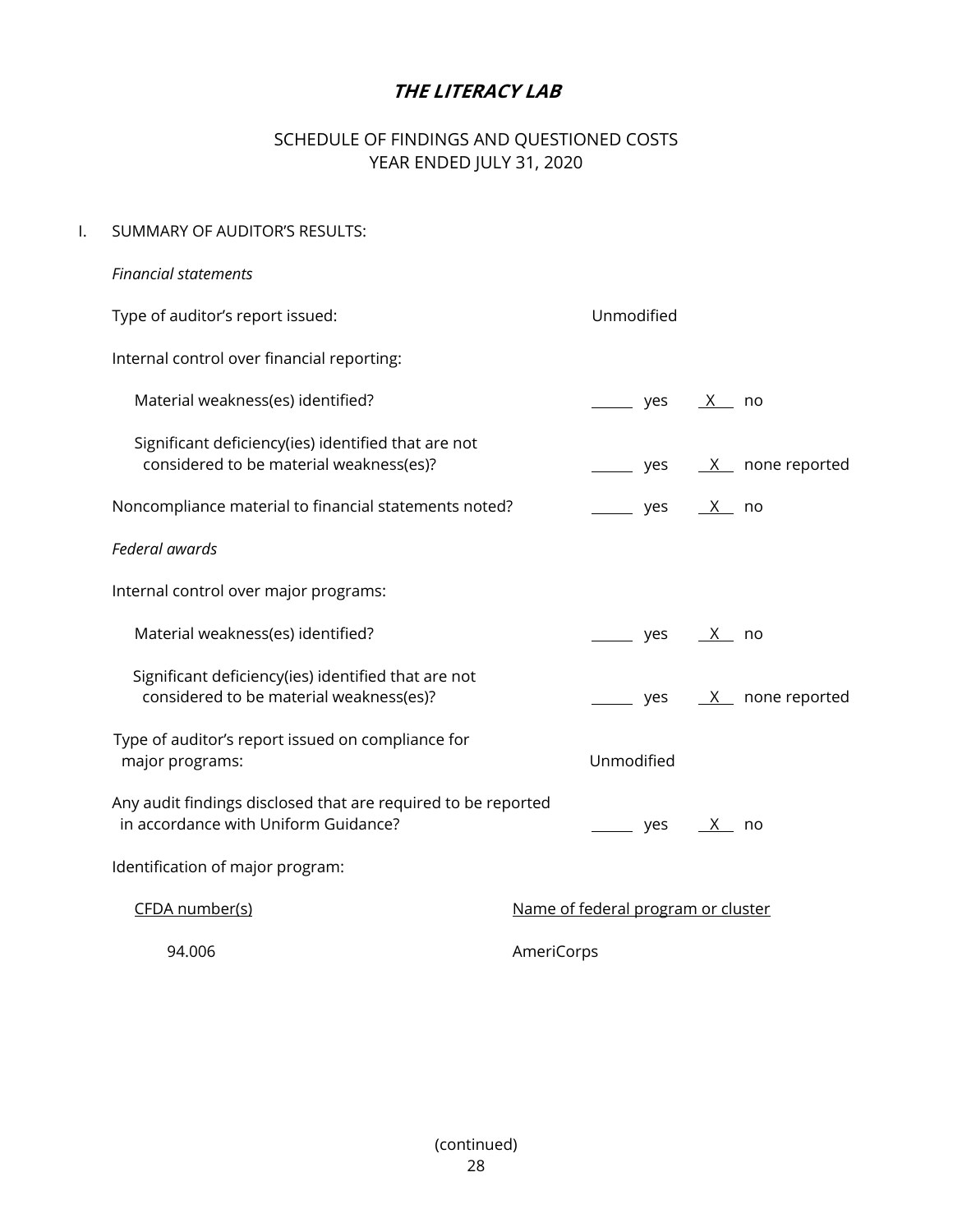# *THE LITERACY LAB*

## SCHEDULE OF FINDINGS AND QUESTIONED COSTS
## YEAR ENDED JULY 31, 2020

I. SUMMARY OF AUDITOR'S RESULTS:

*Financial statements*

| | |
|---|---|
| Type of auditor's report issued: | Unmodified |
| Internal control over financial reporting: | |
| Material weakness(es) identified? | ____ yes __X__ no |
| Significant deficiency(ies) identified that are not considered to be material weakness(es)? | ____ yes __X__ none reported |
| Noncompliance material to financial statements noted? | ____ yes __X__ no |

*Federal awards*

| | |
|---|---|
| Internal control over major programs: | |
| Material weakness(es) identified? | ____ yes __X__ no |
| Significant deficiency(ies) identified that are not considered to be material weakness(es)? | ____ yes __X__ none reported |
| Type of auditor's report issued on compliance for major programs: | Unmodified |
| Any audit findings disclosed that are required to be reported in accordance with Uniform Guidance? | ____ yes __X__ no |

Identification of major program:

| CFDA number(s) | Name of federal program or cluster |
|---|---|
| 94.006 | AmeriCorps |

(continued)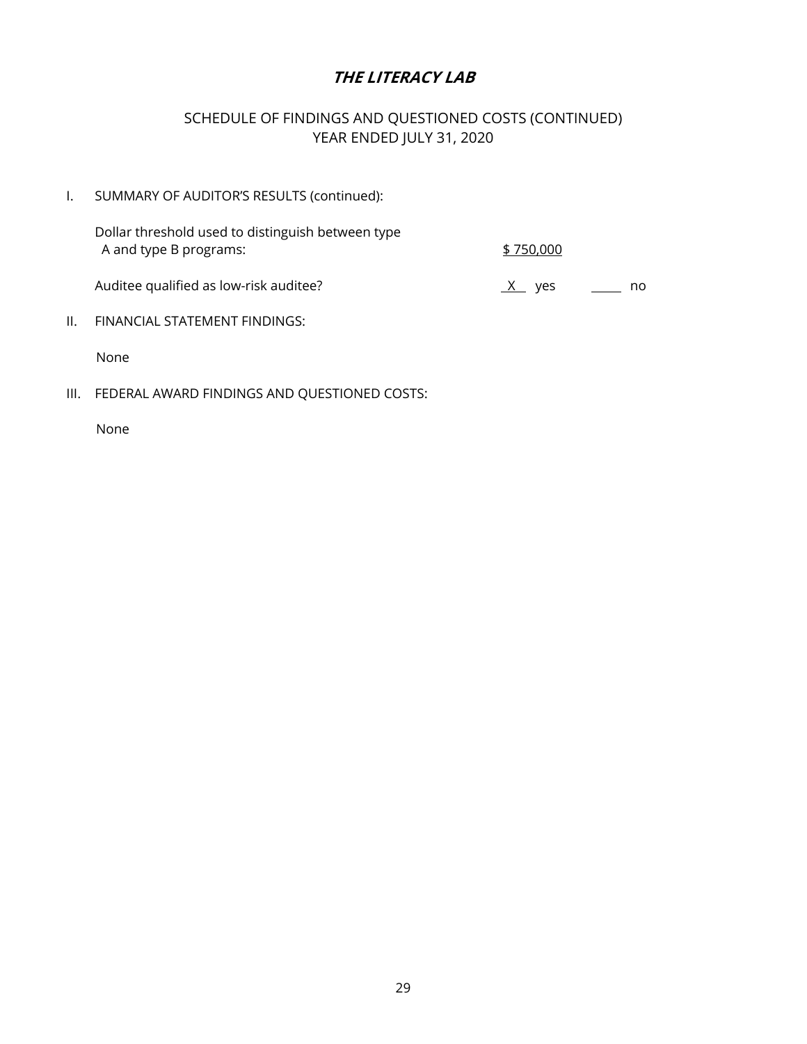# ***THE LITERACY LAB***

## SCHEDULE OF FINDINGS AND QUESTIONED COSTS (CONTINUED)
## YEAR ENDED JULY 31, 2020

I. SUMMARY OF AUDITOR'S RESULTS (continued):

| | |
|---|---|
| Dollar threshold used to distinguish between type A and type B programs: | $ 750,000 |
| Auditee qualified as low-risk auditee? | X yes ____ no |

II. FINANCIAL STATEMENT FINDINGS:

None

III. FEDERAL AWARD FINDINGS AND QUESTIONED COSTS:

None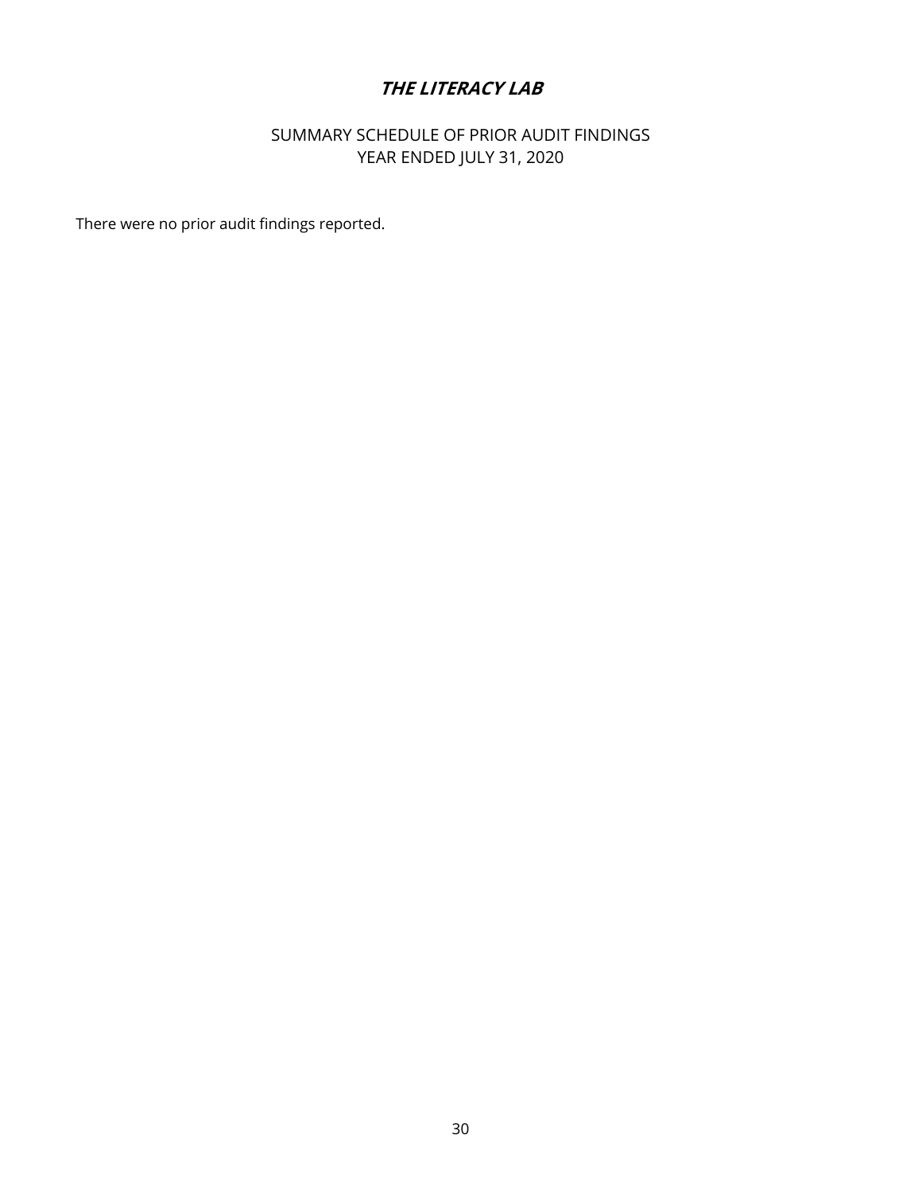# *THE LITERACY LAB*

## SUMMARY SCHEDULE OF PRIOR AUDIT FINDINGS
## YEAR ENDED JULY 31, 2020

There were no prior audit findings reported.